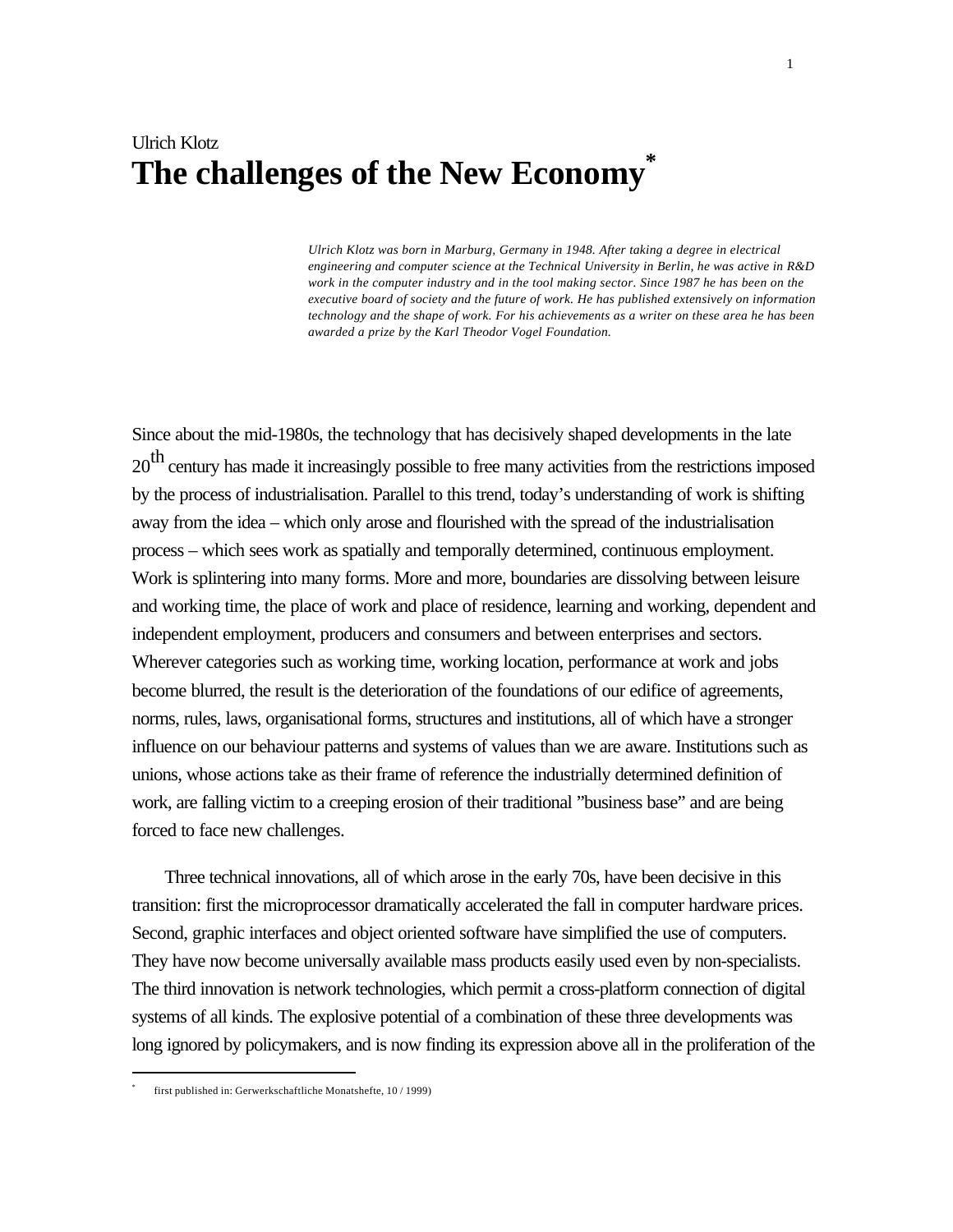Ulrich Klotz

# The challenges of the New Economy*

*Ulrich Klotz was born in Marburg, Germany in 1948. After taking a degree in electrical engineering and computer science at the Technical University in Berlin, he was active in R&D work in the computer industry and in the tool making sector. Since 1987 he has been on the executive board of society and the future of work. He has published extensively on information technology and the shape of work. For his achievements as a writer on these area he has been awarded a prize by the Karl Theodor Vogel Foundation.*

Since about the mid-1980s, the technology that has decisively shaped developments in the late 20th century has made it increasingly possible to free many activities from the restrictions imposed by the process of industrialisation. Parallel to this trend, today's understanding of work is shifting away from the idea – which only arose and flourished with the spread of the industrialisation process – which sees work as spatially and temporally determined, continuous employment. Work is splintering into many forms. More and more, boundaries are dissolving between leisure and working time, the place of work and place of residence, learning and working, dependent and independent employment, producers and consumers and between enterprises and sectors. Wherever categories such as working time, working location, performance at work and jobs become blurred, the result is the deterioration of the foundations of our edifice of agreements, norms, rules, laws, organisational forms, structures and institutions, all of which have a stronger influence on our behaviour patterns and systems of values than we are aware. Institutions such as unions, whose actions take as their frame of reference the industrially determined definition of work, are falling victim to a creeping erosion of their traditional ”business base” and are being forced to face new challenges.

Three technical innovations, all of which arose in the early 70s, have been decisive in this transition: first the microprocessor dramatically accelerated the fall in computer hardware prices. Second, graphic interfaces and object oriented software have simplified the use of computers. They have now become universally available mass products easily used even by non-specialists. The third innovation is network technologies, which permit a cross-platform connection of digital systems of all kinds. The explosive potential of a combination of these three developments was long ignored by policymakers, and is now finding its expression above all in the proliferation of the

* first published in: Gerwerkschaftliche Monatshefte, 10 / 1999)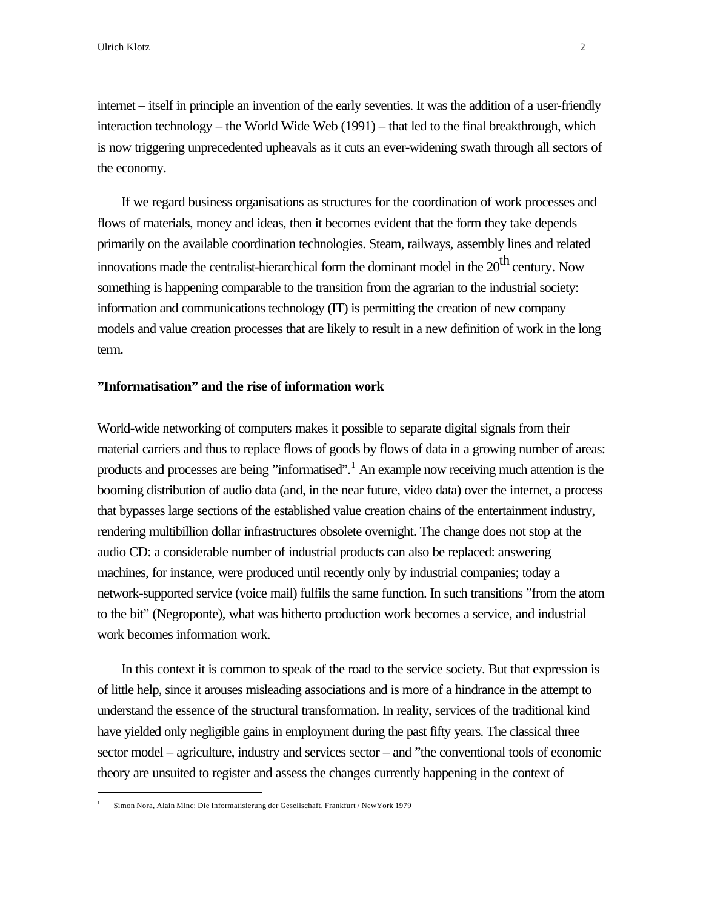internet – itself in principle an invention of the early seventies. It was the addition of a user-friendly interaction technology – the World Wide Web (1991) – that led to the final breakthrough, which is now triggering unprecedented upheavals as it cuts an ever-widening swath through all sectors of the economy.

If we regard business organisations as structures for the coordination of work processes and flows of materials, money and ideas, then it becomes evident that the form they take depends primarily on the available coordination technologies. Steam, railways, assembly lines and related innovations made the centralist-hierarchical form the dominant model in the 20th century. Now something is happening comparable to the transition from the agrarian to the industrial society: information and communications technology (IT) is permitting the creation of new company models and value creation processes that are likely to result in a new definition of work in the long term.

**"Informatisation" and the rise of information work**

World-wide networking of computers makes it possible to separate digital signals from their material carriers and thus to replace flows of goods by flows of data in a growing number of areas: products and processes are being "informatised".[1] An example now receiving much attention is the booming distribution of audio data (and, in the near future, video data) over the internet, a process that bypasses large sections of the established value creation chains of the entertainment industry, rendering multibillion dollar infrastructures obsolete overnight. The change does not stop at the audio CD: a considerable number of industrial products can also be replaced: answering machines, for instance, were produced until recently only by industrial companies; today a network-supported service (voice mail) fulfils the same function. In such transitions "from the atom to the bit" (Negroponte), what was hitherto production work becomes a service, and industrial work becomes information work.

In this context it is common to speak of the road to the service society. But that expression is of little help, since it arouses misleading associations and is more of a hindrance in the attempt to understand the essence of the structural transformation. In reality, services of the traditional kind have yielded only negligible gains in employment during the past fifty years. The classical three sector model – agriculture, industry and services sector – and "the conventional tools of economic theory are unsuited to register and assess the changes currently happening in the context of

[1] Simon Nora, Alain Minc: Die Informatisierung der Gesellschaft. Frankfurt / NewYork 1979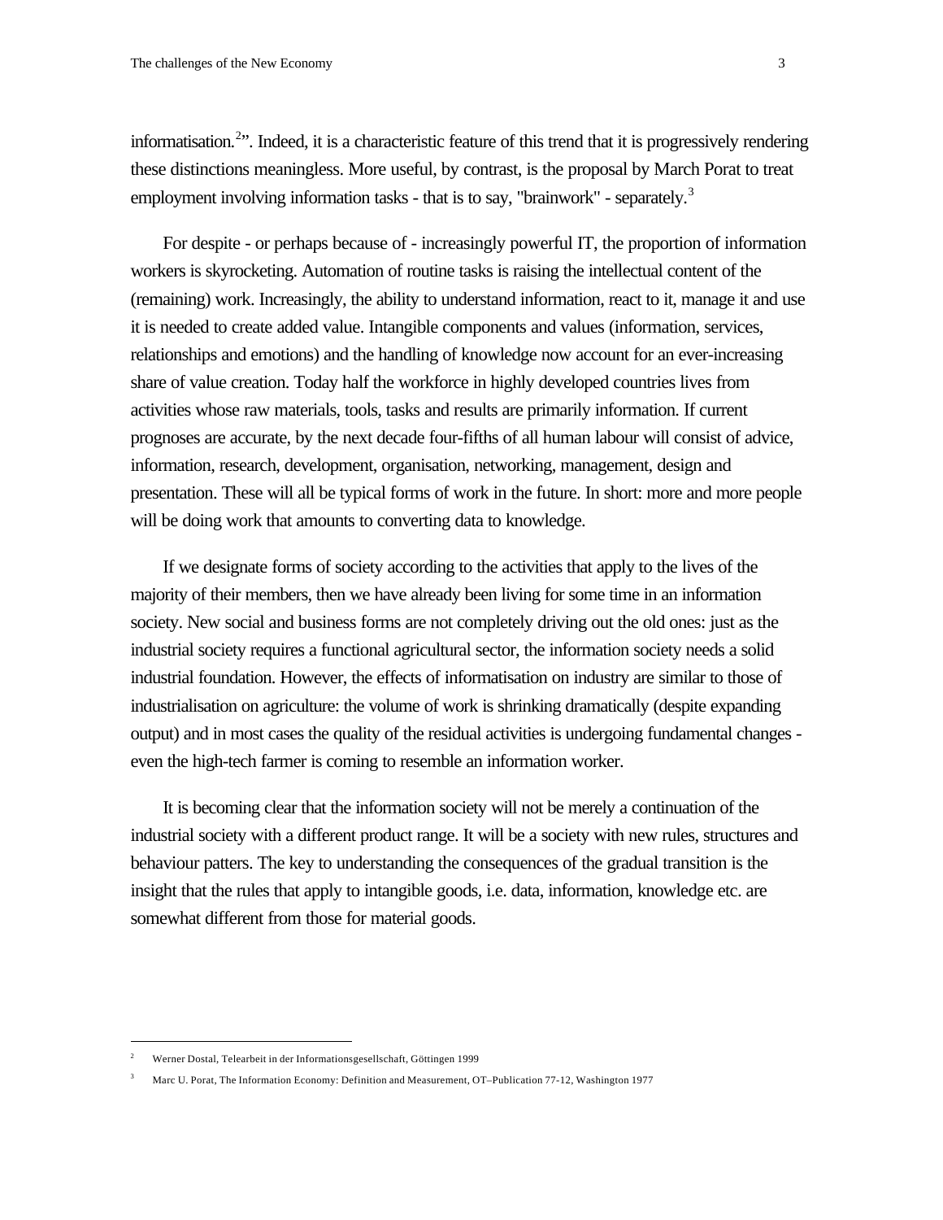informatisation.[2]". Indeed, it is a characteristic feature of this trend that it is progressively rendering these distinctions meaningless. More useful, by contrast, is the proposal by March Porat to treat employment involving information tasks - that is to say, "brainwork" - separately.[3]

For despite - or perhaps because of - increasingly powerful IT, the proportion of information workers is skyrocketing. Automation of routine tasks is raising the intellectual content of the (remaining) work. Increasingly, the ability to understand information, react to it, manage it and use it is needed to create added value. Intangible components and values (information, services, relationships and emotions) and the handling of knowledge now account for an ever-increasing share of value creation. Today half the workforce in highly developed countries lives from activities whose raw materials, tools, tasks and results are primarily information. If current prognoses are accurate, by the next decade four-fifths of all human labour will consist of advice, information, research, development, organisation, networking, management, design and presentation. These will all be typical forms of work in the future. In short: more and more people will be doing work that amounts to converting data to knowledge.

If we designate forms of society according to the activities that apply to the lives of the majority of their members, then we have already been living for some time in an information society. New social and business forms are not completely driving out the old ones: just as the industrial society requires a functional agricultural sector, the information society needs a solid industrial foundation. However, the effects of informatisation on industry are similar to those of industrialisation on agriculture: the volume of work is shrinking dramatically (despite expanding output) and in most cases the quality of the residual activities is undergoing fundamental changes - even the high-tech farmer is coming to resemble an information worker.

It is becoming clear that the information society will not be merely a continuation of the industrial society with a different product range. It will be a society with new rules, structures and behaviour patters. The key to understanding the consequences of the gradual transition is the insight that the rules that apply to intangible goods, i.e. data, information, knowledge etc. are somewhat different from those for material goods.

---

[2] Werner Dostal, Telearbeit in der Informationsgesellschaft, Göttingen 1999

[3] Marc U. Porat, The Information Economy: Definition and Measurement, OT–Publication 77-12, Washington 1977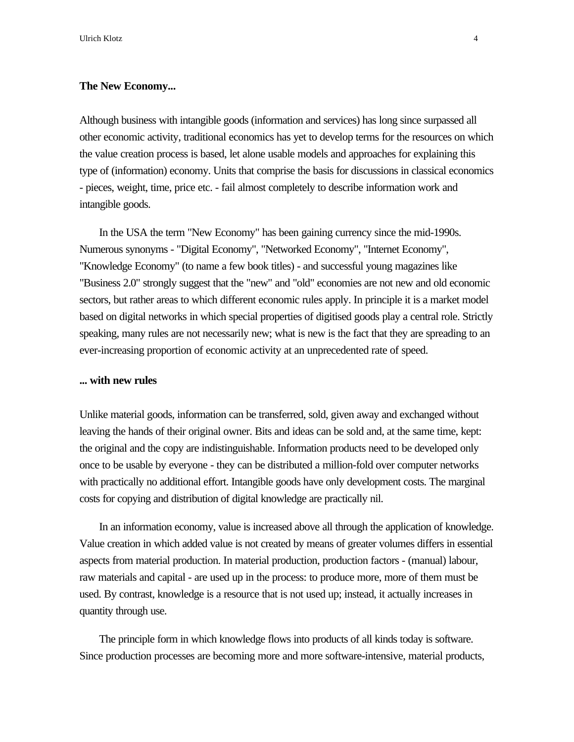**The New Economy...**

Although business with intangible goods (information and services) has long since surpassed all other economic activity, traditional economics has yet to develop terms for the resources on which the value creation process is based, let alone usable models and approaches for explaining this type of (information) economy. Units that comprise the basis for discussions in classical economics - pieces, weight, time, price etc. - fail almost completely to describe information work and intangible goods.

In the USA the term "New Economy" has been gaining currency since the mid-1990s. Numerous synonyms - "Digital Economy", "Networked Economy", "Internet Economy", "Knowledge Economy" (to name a few book titles) - and successful young magazines like "Business 2.0" strongly suggest that the "new" and "old" economies are not new and old economic sectors, but rather areas to which different economic rules apply. In principle it is a market model based on digital networks in which special properties of digitised goods play a central role. Strictly speaking, many rules are not necessarily new; what is new is the fact that they are spreading to an ever-increasing proportion of economic activity at an unprecedented rate of speed.

**... with new rules**

Unlike material goods, information can be transferred, sold, given away and exchanged without leaving the hands of their original owner. Bits and ideas can be sold and, at the same time, kept: the original and the copy are indistinguishable. Information products need to be developed only once to be usable by everyone - they can be distributed a million-fold over computer networks with practically no additional effort. Intangible goods have only development costs. The marginal costs for copying and distribution of digital knowledge are practically nil.

In an information economy, value is increased above all through the application of knowledge. Value creation in which added value is not created by means of greater volumes differs in essential aspects from material production. In material production, production factors - (manual) labour, raw materials and capital - are used up in the process: to produce more, more of them must be used. By contrast, knowledge is a resource that is not used up; instead, it actually increases in quantity through use.

The principle form in which knowledge flows into products of all kinds today is software. Since production processes are becoming more and more software-intensive, material products,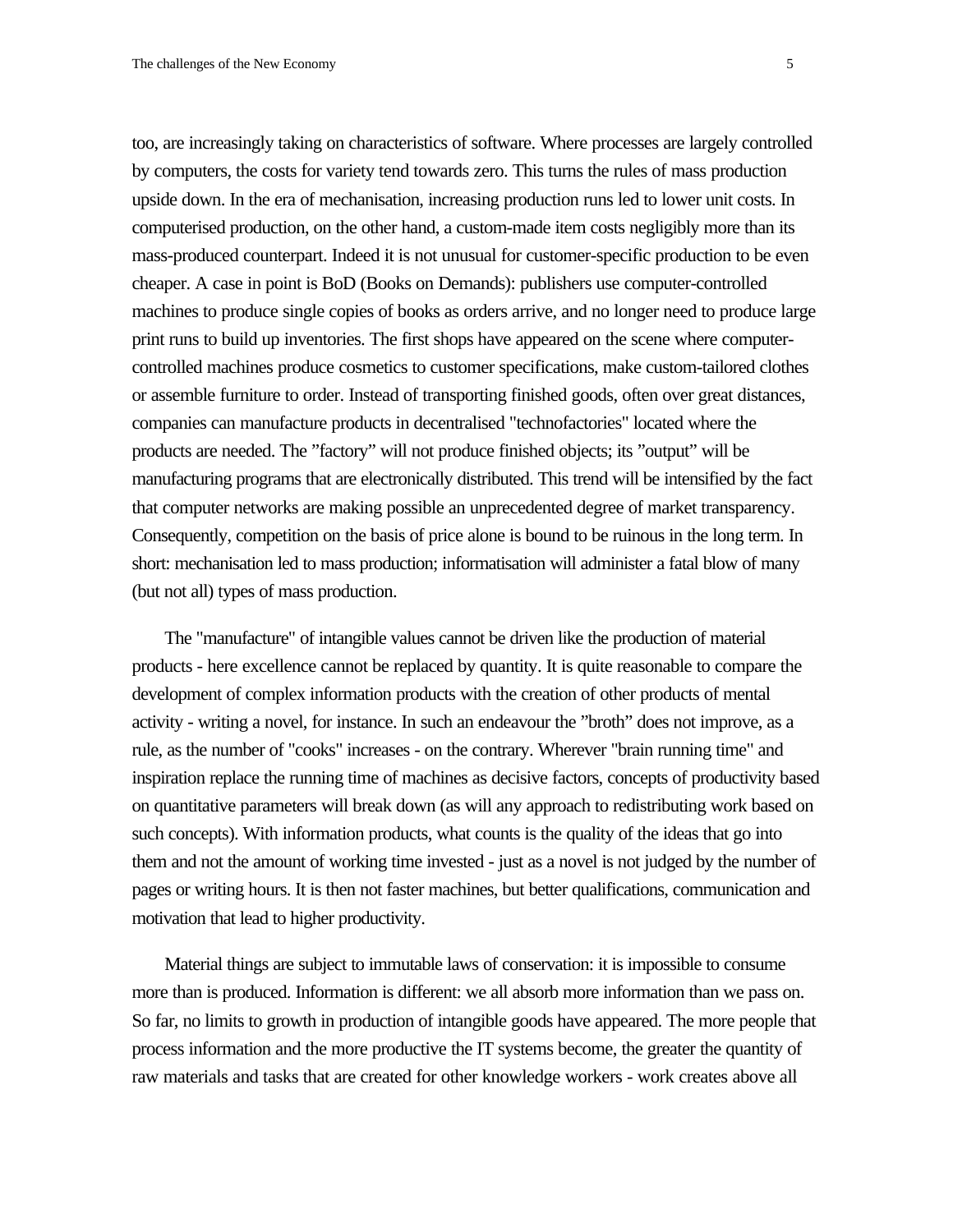too, are increasingly taking on characteristics of software. Where processes are largely controlled by computers, the costs for variety tend towards zero. This turns the rules of mass production upside down. In the era of mechanisation, increasing production runs led to lower unit costs. In computerised production, on the other hand, a custom-made item costs negligibly more than its mass-produced counterpart. Indeed it is not unusual for customer-specific production to be even cheaper. A case in point is BoD (Books on Demands): publishers use computer-controlled machines to produce single copies of books as orders arrive, and no longer need to produce large print runs to build up inventories. The first shops have appeared on the scene where computer-controlled machines produce cosmetics to customer specifications, make custom-tailored clothes or assemble furniture to order. Instead of transporting finished goods, often over great distances, companies can manufacture products in decentralised "technofactories" located where the products are needed. The ”factory” will not produce finished objects; its ”output” will be manufacturing programs that are electronically distributed. This trend will be intensified by the fact that computer networks are making possible an unprecedented degree of market transparency. Consequently, competition on the basis of price alone is bound to be ruinous in the long term. In short: mechanisation led to mass production; informatisation will administer a fatal blow of many (but not all) types of mass production.

The "manufacture" of intangible values cannot be driven like the production of material products - here excellence cannot be replaced by quantity. It is quite reasonable to compare the development of complex information products with the creation of other products of mental activity - writing a novel, for instance. In such an endeavour the ”broth” does not improve, as a rule, as the number of "cooks" increases - on the contrary. Wherever "brain running time" and inspiration replace the running time of machines as decisive factors, concepts of productivity based on quantitative parameters will break down (as will any approach to redistributing work based on such concepts). With information products, what counts is the quality of the ideas that go into them and not the amount of working time invested - just as a novel is not judged by the number of pages or writing hours. It is then not faster machines, but better qualifications, communication and motivation that lead to higher productivity.

Material things are subject to immutable laws of conservation: it is impossible to consume more than is produced. Information is different: we all absorb more information than we pass on. So far, no limits to growth in production of intangible goods have appeared. The more people that process information and the more productive the IT systems become, the greater the quantity of raw materials and tasks that are created for other knowledge workers - work creates above all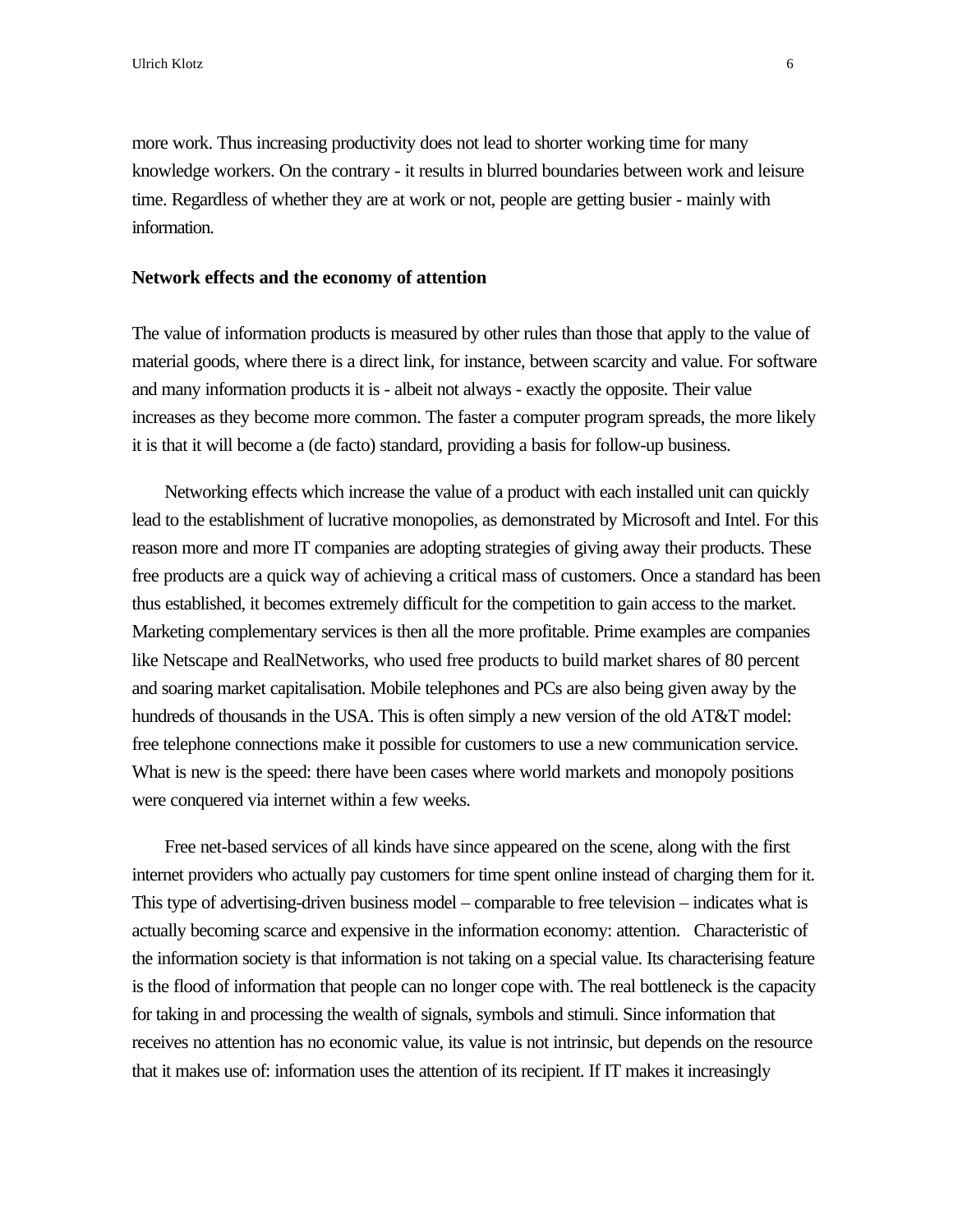more work. Thus increasing productivity does not lead to shorter working time for many knowledge workers. On the contrary - it results in blurred boundaries between work and leisure time. Regardless of whether they are at work or not, people are getting busier - mainly with information.

**Network effects and the economy of attention**

The value of information products is measured by other rules than those that apply to the value of material goods, where there is a direct link, for instance, between scarcity and value. For software and many information products it is - albeit not always - exactly the opposite. Their value increases as they become more common. The faster a computer program spreads, the more likely it is that it will become a (de facto) standard, providing a basis for follow-up business.

Networking effects which increase the value of a product with each installed unit can quickly lead to the establishment of lucrative monopolies, as demonstrated by Microsoft and Intel. For this reason more and more IT companies are adopting strategies of giving away their products. These free products are a quick way of achieving a critical mass of customers. Once a standard has been thus established, it becomes extremely difficult for the competition to gain access to the market. Marketing complementary services is then all the more profitable. Prime examples are companies like Netscape and RealNetworks, who used free products to build market shares of 80 percent and soaring market capitalisation. Mobile telephones and PCs are also being given away by the hundreds of thousands in the USA. This is often simply a new version of the old AT&T model: free telephone connections make it possible for customers to use a new communication service. What is new is the speed: there have been cases where world markets and monopoly positions were conquered via internet within a few weeks.

Free net-based services of all kinds have since appeared on the scene, along with the first internet providers who actually pay customers for time spent online instead of charging them for it. This type of advertising-driven business model – comparable to free television – indicates what is actually becoming scarce and expensive in the information economy: attention. Characteristic of the information society is that information is not taking on a special value. Its characterising feature is the flood of information that people can no longer cope with. The real bottleneck is the capacity for taking in and processing the wealth of signals, symbols and stimuli. Since information that receives no attention has no economic value, its value is not intrinsic, but depends on the resource that it makes use of: information uses the attention of its recipient. If IT makes it increasingly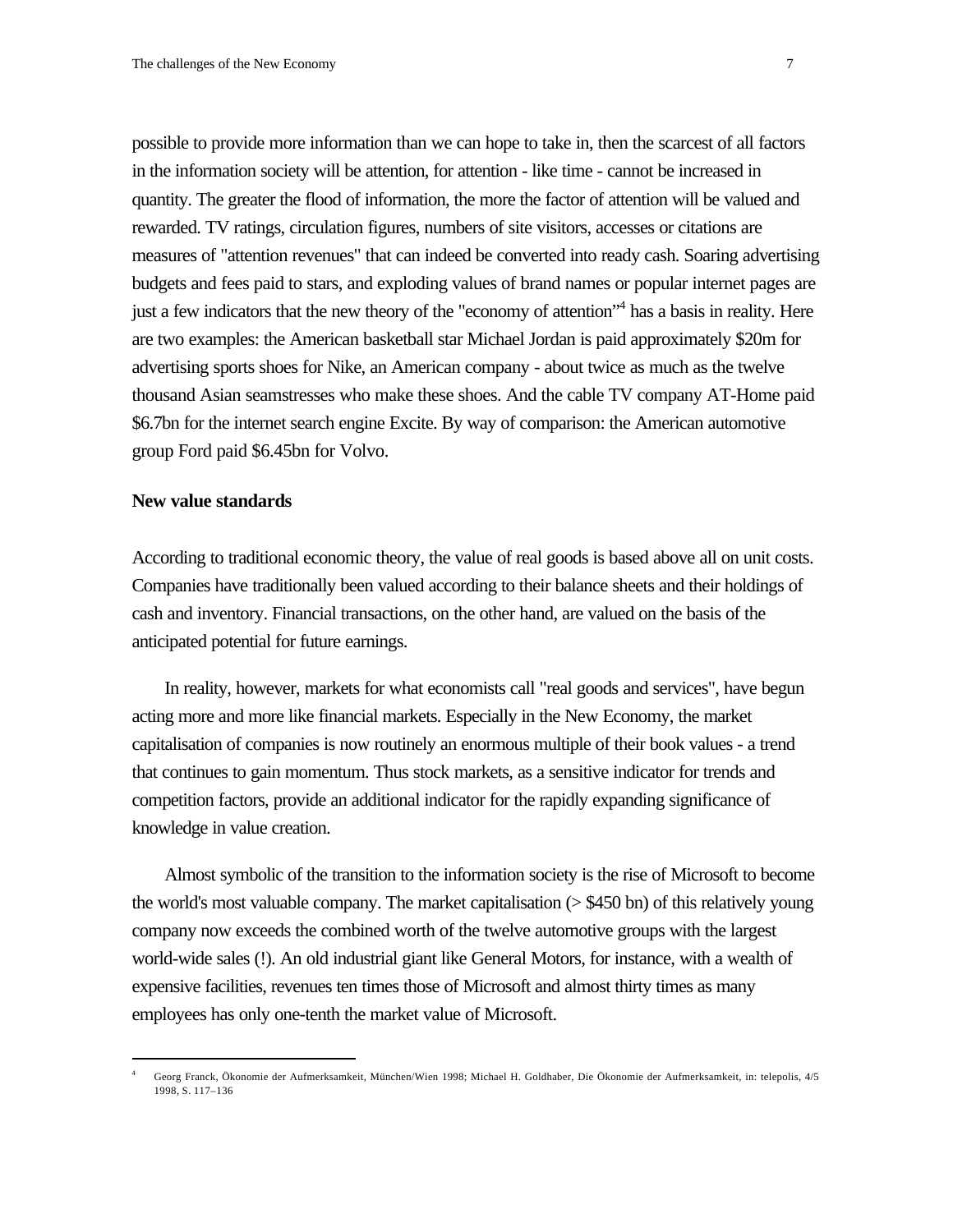possible to provide more information than we can hope to take in, then the scarcest of all factors in the information society will be attention, for attention - like time - cannot be increased in quantity. The greater the flood of information, the more the factor of attention will be valued and rewarded. TV ratings, circulation figures, numbers of site visitors, accesses or citations are measures of "attention revenues" that can indeed be converted into ready cash. Soaring advertising budgets and fees paid to stars, and exploding values of brand names or popular internet pages are just a few indicators that the new theory of the "economy of attention"[4] has a basis in reality. Here are two examples: the American basketball star Michael Jordan is paid approximately $20m for advertising sports shoes for Nike, an American company - about twice as much as the twelve thousand Asian seamstresses who make these shoes. And the cable TV company AT-Home paid $6.7bn for the internet search engine Excite. By way of comparison: the American automotive group Ford paid $6.45bn for Volvo.

**New value standards**

According to traditional economic theory, the value of real goods is based above all on unit costs. Companies have traditionally been valued according to their balance sheets and their holdings of cash and inventory. Financial transactions, on the other hand, are valued on the basis of the anticipated potential for future earnings.

In reality, however, markets for what economists call "real goods and services", have begun acting more and more like financial markets. Especially in the New Economy, the market capitalisation of companies is now routinely an enormous multiple of their book values - a trend that continues to gain momentum. Thus stock markets, as a sensitive indicator for trends and competition factors, provide an additional indicator for the rapidly expanding significance of knowledge in value creation.

Almost symbolic of the transition to the information society is the rise of Microsoft to become the world's most valuable company. The market capitalisation (> $450 bn) of this relatively young company now exceeds the combined worth of the twelve automotive groups with the largest world-wide sales (!). An old industrial giant like General Motors, for instance, with a wealth of expensive facilities, revenues ten times those of Microsoft and almost thirty times as many employees has only one-tenth the market value of Microsoft.

---

[4] Georg Franck, Ökonomie der Aufmerksamkeit, München/Wien 1998; Michael H. Goldhaber, Die Ökonomie der Aufmerksamkeit, in: telepolis, 4/5 1998, S. 117–136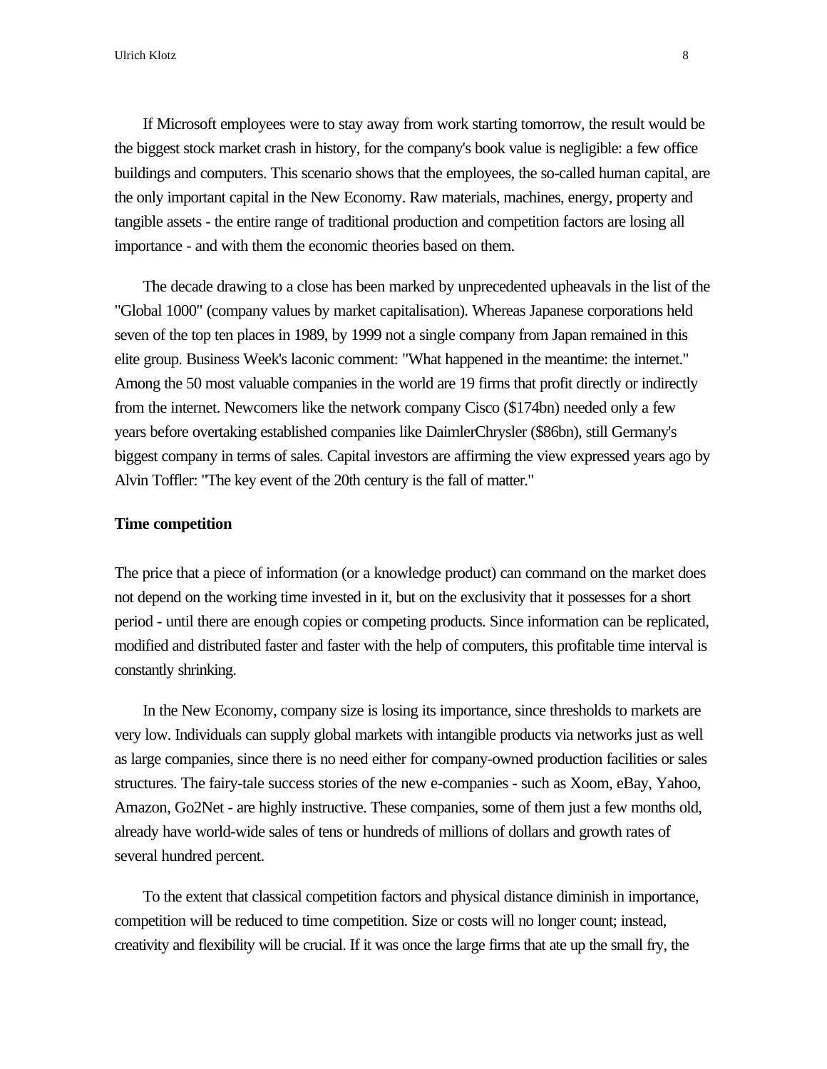If Microsoft employees were to stay away from work starting tomorrow, the result would be the biggest stock market crash in history, for the company's book value is negligible: a few office buildings and computers. This scenario shows that the employees, the so-called human capital, are the only important capital in the New Economy. Raw materials, machines, energy, property and tangible assets - the entire range of traditional production and competition factors are losing all importance - and with them the economic theories based on them.

The decade drawing to a close has been marked by unprecedented upheavals in the list of the "Global 1000" (company values by market capitalisation). Whereas Japanese corporations held seven of the top ten places in 1989, by 1999 not a single company from Japan remained in this elite group. Business Week's laconic comment: "What happened in the meantime: the internet." Among the 50 most valuable companies in the world are 19 firms that profit directly or indirectly from the internet. Newcomers like the network company Cisco ($174bn) needed only a few years before overtaking established companies like DaimlerChrysler ($86bn), still Germany's biggest company in terms of sales. Capital investors are affirming the view expressed years ago by Alvin Toffler: "The key event of the 20th century is the fall of matter."

**Time competition**

The price that a piece of information (or a knowledge product) can command on the market does not depend on the working time invested in it, but on the exclusivity that it possesses for a short period - until there are enough copies or competing products. Since information can be replicated, modified and distributed faster and faster with the help of computers, this profitable time interval is constantly shrinking.

In the New Economy, company size is losing its importance, since thresholds to markets are very low. Individuals can supply global markets with intangible products via networks just as well as large companies, since there is no need either for company-owned production facilities or sales structures. The fairy-tale success stories of the new e-companies - such as Xoom, eBay, Yahoo, Amazon, Go2Net - are highly instructive. These companies, some of them just a few months old, already have world-wide sales of tens or hundreds of millions of dollars and growth rates of several hundred percent.

To the extent that classical competition factors and physical distance diminish in importance, competition will be reduced to time competition. Size or costs will no longer count; instead, creativity and flexibility will be crucial. If it was once the large firms that ate up the small fry, the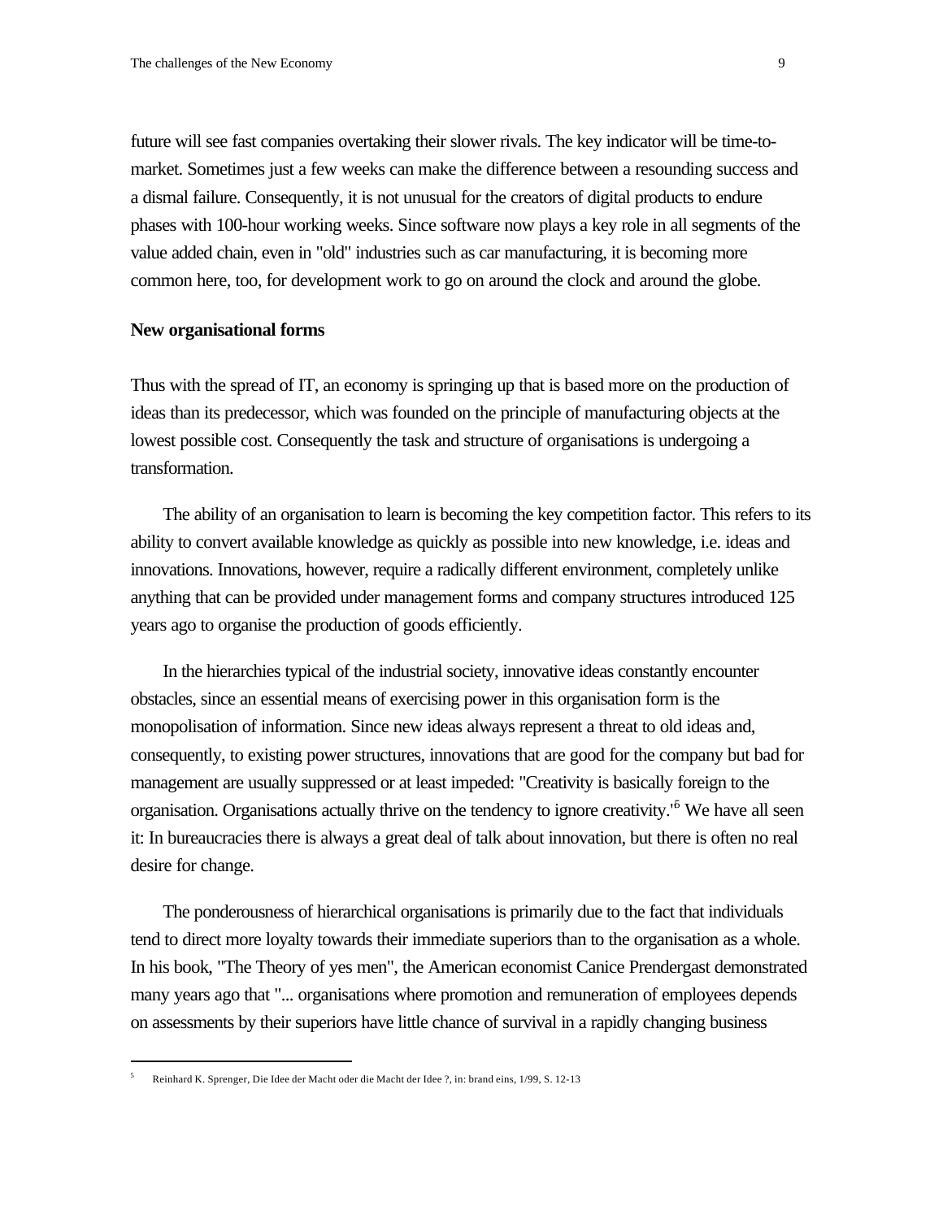future will see fast companies overtaking their slower rivals. The key indicator will be time-to-market. Sometimes just a few weeks can make the difference between a resounding success and a dismal failure. Consequently, it is not unusual for the creators of digital products to endure phases with 100-hour working weeks. Since software now plays a key role in all segments of the value added chain, even in "old" industries such as car manufacturing, it is becoming more common here, too, for development work to go on around the clock and around the globe.

**New organisational forms**

Thus with the spread of IT, an economy is springing up that is based more on the production of ideas than its predecessor, which was founded on the principle of manufacturing objects at the lowest possible cost. Consequently the task and structure of organisations is undergoing a transformation.

The ability of an organisation to learn is becoming the key competition factor. This refers to its ability to convert available knowledge as quickly as possible into new knowledge, i.e. ideas and innovations. Innovations, however, require a radically different environment, completely unlike anything that can be provided under management forms and company structures introduced 125 years ago to organise the production of goods efficiently.

In the hierarchies typical of the industrial society, innovative ideas constantly encounter obstacles, since an essential means of exercising power in this organisation form is the monopolisation of information. Since new ideas always represent a threat to old ideas and, consequently, to existing power structures, innovations that are good for the company but bad for management are usually suppressed or at least impeded: "Creativity is basically foreign to the organisation. Organisations actually thrive on the tendency to ignore creativity."[5] We have all seen it: In bureaucracies there is always a great deal of talk about innovation, but there is often no real desire for change.

The ponderousness of hierarchical organisations is primarily due to the fact that individuals tend to direct more loyalty towards their immediate superiors than to the organisation as a whole. In his book, "The Theory of yes men", the American economist Canice Prendergast demonstrated many years ago that "... organisations where promotion and remuneration of employees depends on assessments by their superiors have little chance of survival in a rapidly changing business

---

[5] Reinhard K. Sprenger, Die Idee der Macht oder die Macht der Idee ?, in: brand eins, 1/99, S. 12-13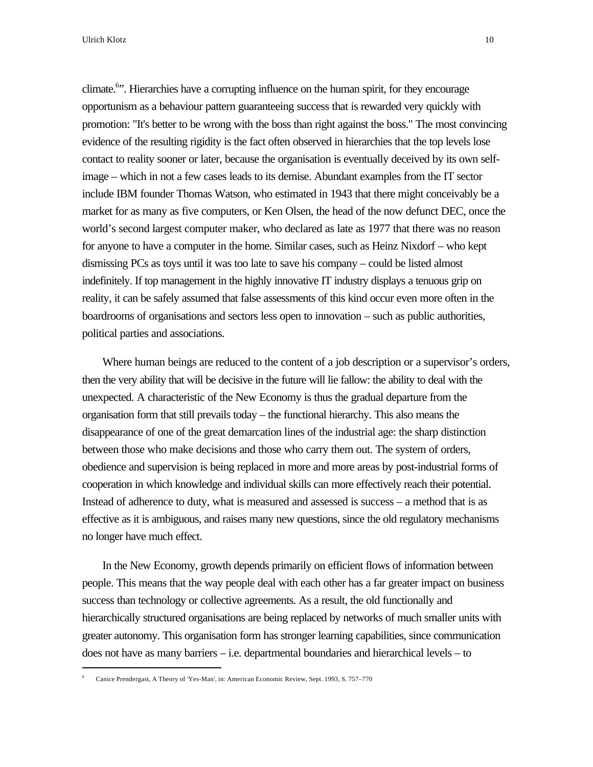climate.[6]". Hierarchies have a corrupting influence on the human spirit, for they encourage opportunism as a behaviour pattern guaranteeing success that is rewarded very quickly with promotion: "It's better to be wrong with the boss than right against the boss." The most convincing evidence of the resulting rigidity is the fact often observed in hierarchies that the top levels lose contact to reality sooner or later, because the organisation is eventually deceived by its own self-image – which in not a few cases leads to its demise. Abundant examples from the IT sector include IBM founder Thomas Watson, who estimated in 1943 that there might conceivably be a market for as many as five computers, or Ken Olsen, the head of the now defunct DEC, once the world's second largest computer maker, who declared as late as 1977 that there was no reason for anyone to have a computer in the home. Similar cases, such as Heinz Nixdorf – who kept dismissing PCs as toys until it was too late to save his company – could be listed almost indefinitely. If top management in the highly innovative IT industry displays a tenuous grip on reality, it can be safely assumed that false assessments of this kind occur even more often in the boardrooms of organisations and sectors less open to innovation – such as public authorities, political parties and associations.

Where human beings are reduced to the content of a job description or a supervisor's orders, then the very ability that will be decisive in the future will lie fallow: the ability to deal with the unexpected. A characteristic of the New Economy is thus the gradual departure from the organisation form that still prevails today – the functional hierarchy. This also means the disappearance of one of the great demarcation lines of the industrial age: the sharp distinction between those who make decisions and those who carry them out. The system of orders, obedience and supervision is being replaced in more and more areas by post-industrial forms of cooperation in which knowledge and individual skills can more effectively reach their potential. Instead of adherence to duty, what is measured and assessed is success – a method that is as effective as it is ambiguous, and raises many new questions, since the old regulatory mechanisms no longer have much effect.

In the New Economy, growth depends primarily on efficient flows of information between people. This means that the way people deal with each other has a far greater impact on business success than technology or collective agreements. As a result, the old functionally and hierarchically structured organisations are being replaced by networks of much smaller units with greater autonomy. This organisation form has stronger learning capabilities, since communication does not have as many barriers – i.e. departmental boundaries and hierarchical levels – to

---

[6] Canice Prendergast, A Theory of 'Yes-Man', in: American Economic Review, Sept. 1993, S. 757–770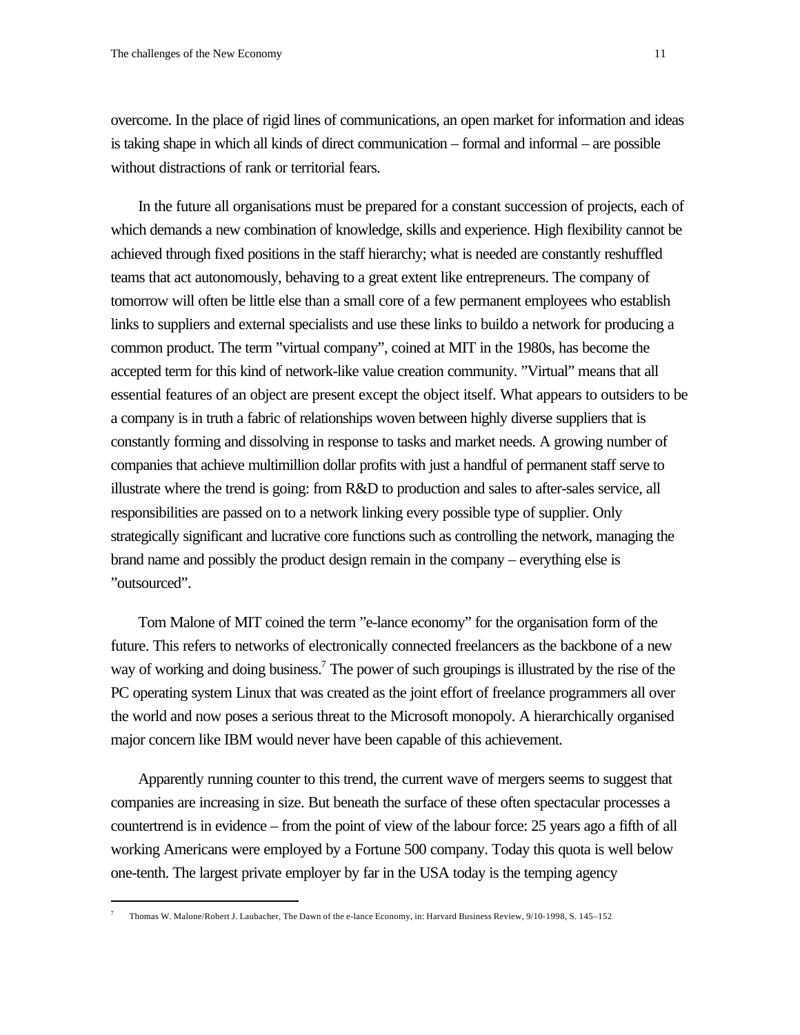overcome. In the place of rigid lines of communications, an open market for information and ideas is taking shape in which all kinds of direct communication – formal and informal – are possible without distractions of rank or territorial fears.

In the future all organisations must be prepared for a constant succession of projects, each of which demands a new combination of knowledge, skills and experience. High flexibility cannot be achieved through fixed positions in the staff hierarchy; what is needed are constantly reshuffled teams that act autonomously, behaving to a great extent like entrepreneurs. The company of tomorrow will often be little else than a small core of a few permanent employees who establish links to suppliers and external specialists and use these links to buildo a network for producing a common product. The term ”virtual company”, coined at MIT in the 1980s, has become the accepted term for this kind of network-like value creation community. ”Virtual” means that all essential features of an object are present except the object itself. What appears to outsiders to be a company is in truth a fabric of relationships woven between highly diverse suppliers that is constantly forming and dissolving in response to tasks and market needs. A growing number of companies that achieve multimillion dollar profits with just a handful of permanent staff serve to illustrate where the trend is going: from R&D to production and sales to after-sales service, all responsibilities are passed on to a network linking every possible type of supplier. Only strategically significant and lucrative core functions such as controlling the network, managing the brand name and possibly the product design remain in the company – everything else is ”outsourced”.

Tom Malone of MIT coined the term ”e-lance economy” for the organisation form of the future. This refers to networks of electronically connected freelancers as the backbone of a new way of working and doing business.[7] The power of such groupings is illustrated by the rise of the PC operating system Linux that was created as the joint effort of freelance programmers all over the world and now poses a serious threat to the Microsoft monopoly. A hierarchically organised major concern like IBM would never have been capable of this achievement.

Apparently running counter to this trend, the current wave of mergers seems to suggest that companies are increasing in size. But beneath the surface of these often spectacular processes a countertrend is in evidence – from the point of view of the labour force: 25 years ago a fifth of all working Americans were employed by a Fortune 500 company. Today this quota is well below one-tenth. The largest private employer by far in the USA today is the temping agency

---

[7] Thomas W. Malone/Robert J. Laubacher, The Dawn of the e-lance Economy, in: Harvard Business Review, 9/10-1998, S. 145–152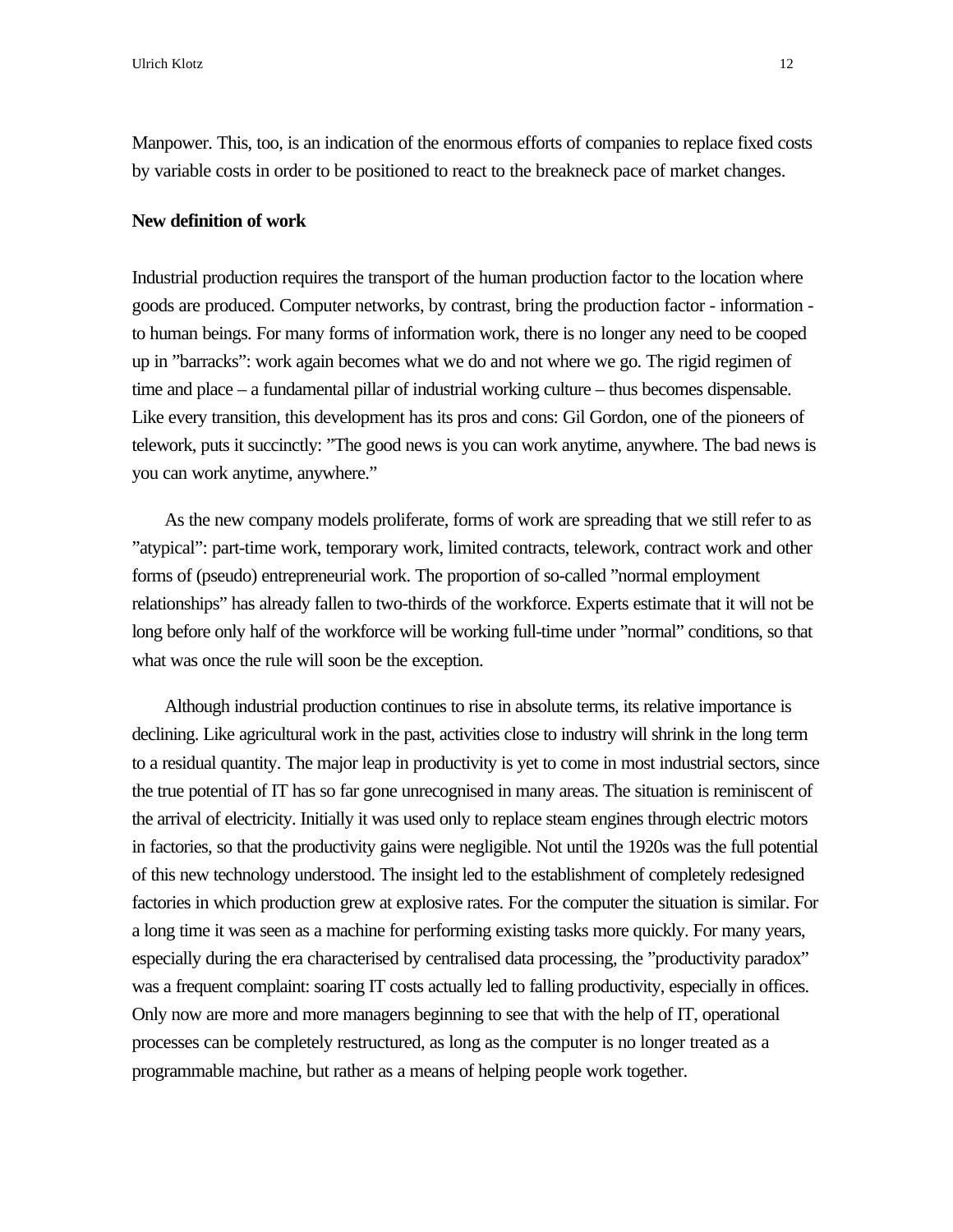Manpower. This, too, is an indication of the enormous efforts of companies to replace fixed costs by variable costs in order to be positioned to react to the breakneck pace of market changes.

**New definition of work**

Industrial production requires the transport of the human production factor to the location where goods are produced. Computer networks, by contrast, bring the production factor - information - to human beings. For many forms of information work, there is no longer any need to be cooped up in ”barracks”: work again becomes what we do and not where we go. The rigid regimen of time and place – a fundamental pillar of industrial working culture – thus becomes dispensable. Like every transition, this development has its pros and cons: Gil Gordon, one of the pioneers of telework, puts it succinctly: ”The good news is you can work anytime, anywhere. The bad news is you can work anytime, anywhere.”

As the new company models proliferate, forms of work are spreading that we still refer to as ”atypical”: part-time work, temporary work, limited contracts, telework, contract work and other forms of (pseudo) entrepreneurial work. The proportion of so-called ”normal employment relationships” has already fallen to two-thirds of the workforce. Experts estimate that it will not be long before only half of the workforce will be working full-time under ”normal” conditions, so that what was once the rule will soon be the exception.

Although industrial production continues to rise in absolute terms, its relative importance is declining. Like agricultural work in the past, activities close to industry will shrink in the long term to a residual quantity. The major leap in productivity is yet to come in most industrial sectors, since the true potential of IT has so far gone unrecognised in many areas. The situation is reminiscent of the arrival of electricity. Initially it was used only to replace steam engines through electric motors in factories, so that the productivity gains were negligible. Not until the 1920s was the full potential of this new technology understood. The insight led to the establishment of completely redesigned factories in which production grew at explosive rates. For the computer the situation is similar. For a long time it was seen as a machine for performing existing tasks more quickly. For many years, especially during the era characterised by centralised data processing, the ”productivity paradox” was a frequent complaint: soaring IT costs actually led to falling productivity, especially in offices. Only now are more and more managers beginning to see that with the help of IT, operational processes can be completely restructured, as long as the computer is no longer treated as a programmable machine, but rather as a means of helping people work together.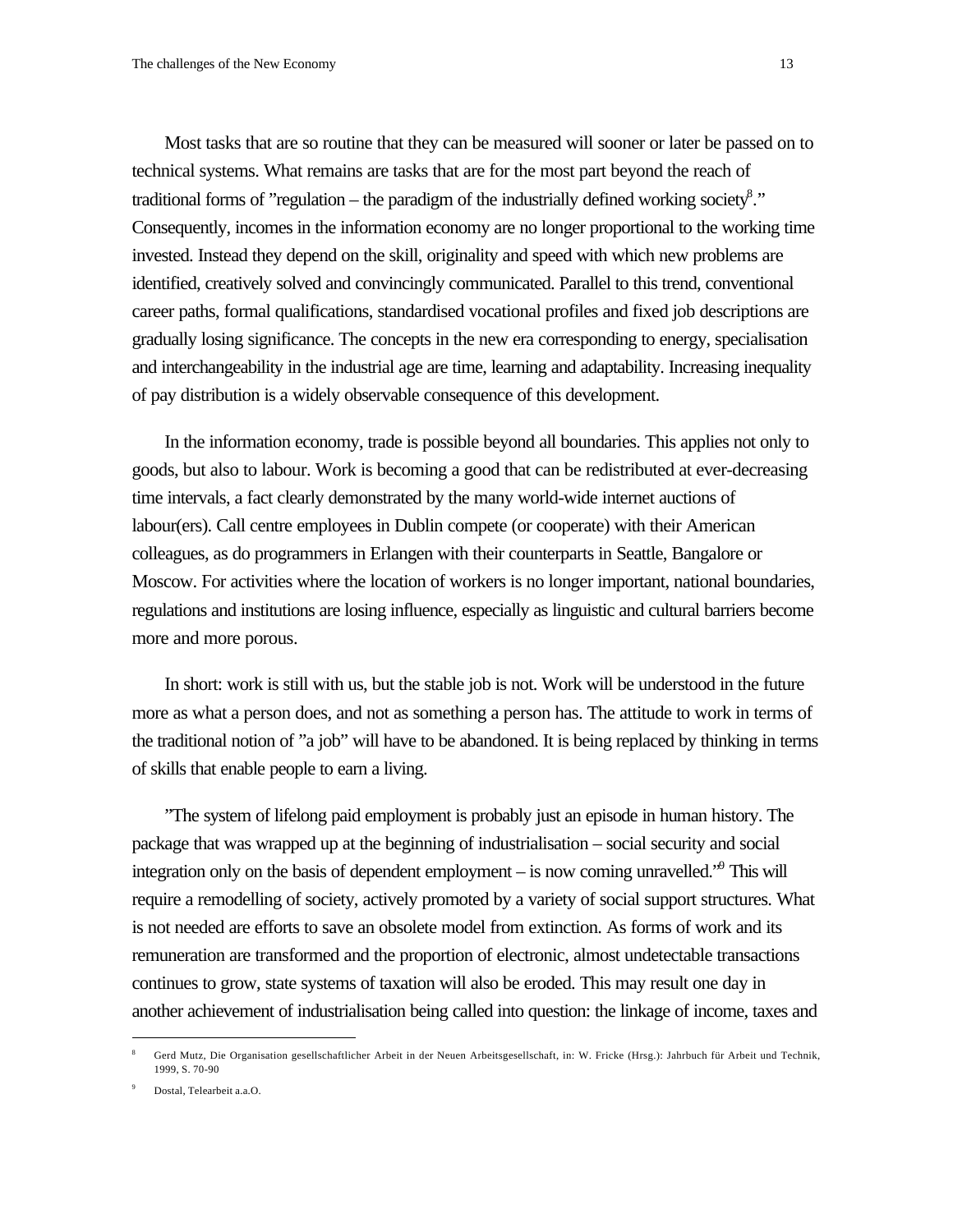Most tasks that are so routine that they can be measured will sooner or later be passed on to technical systems. What remains are tasks that are for the most part beyond the reach of traditional forms of "regulation – the paradigm of the industrially defined working society[8]." Consequently, incomes in the information economy are no longer proportional to the working time invested. Instead they depend on the skill, originality and speed with which new problems are identified, creatively solved and convincingly communicated. Parallel to this trend, conventional career paths, formal qualifications, standardised vocational profiles and fixed job descriptions are gradually losing significance. The concepts in the new era corresponding to energy, specialisation and interchangeability in the industrial age are time, learning and adaptability. Increasing inequality of pay distribution is a widely observable consequence of this development.

In the information economy, trade is possible beyond all boundaries. This applies not only to goods, but also to labour. Work is becoming a good that can be redistributed at ever-decreasing time intervals, a fact clearly demonstrated by the many world-wide internet auctions of labour(ers). Call centre employees in Dublin compete (or cooperate) with their American colleagues, as do programmers in Erlangen with their counterparts in Seattle, Bangalore or Moscow. For activities where the location of workers is no longer important, national boundaries, regulations and institutions are losing influence, especially as linguistic and cultural barriers become more and more porous.

In short: work is still with us, but the stable job is not. Work will be understood in the future more as what a person does, and not as something a person has. The attitude to work in terms of the traditional notion of "a job" will have to be abandoned. It is being replaced by thinking in terms of skills that enable people to earn a living.

"The system of lifelong paid employment is probably just an episode in human history. The package that was wrapped up at the beginning of industrialisation – social security and social integration only on the basis of dependent employment – is now coming unravelled."[9] This will require a remodelling of society, actively promoted by a variety of social support structures. What is not needed are efforts to save an obsolete model from extinction. As forms of work and its remuneration are transformed and the proportion of electronic, almost undetectable transactions continues to grow, state systems of taxation will also be eroded. This may result one day in another achievement of industrialisation being called into question: the linkage of income, taxes and

---

[8] Gerd Mutz, Die Organisation gesellschaftlicher Arbeit in der Neuen Arbeitsgesellschaft, in: W. Fricke (Hrsg.): Jahrbuch für Arbeit und Technik, 1999, S. 70-90

[9] Dostal, Telearbeit a.a.O.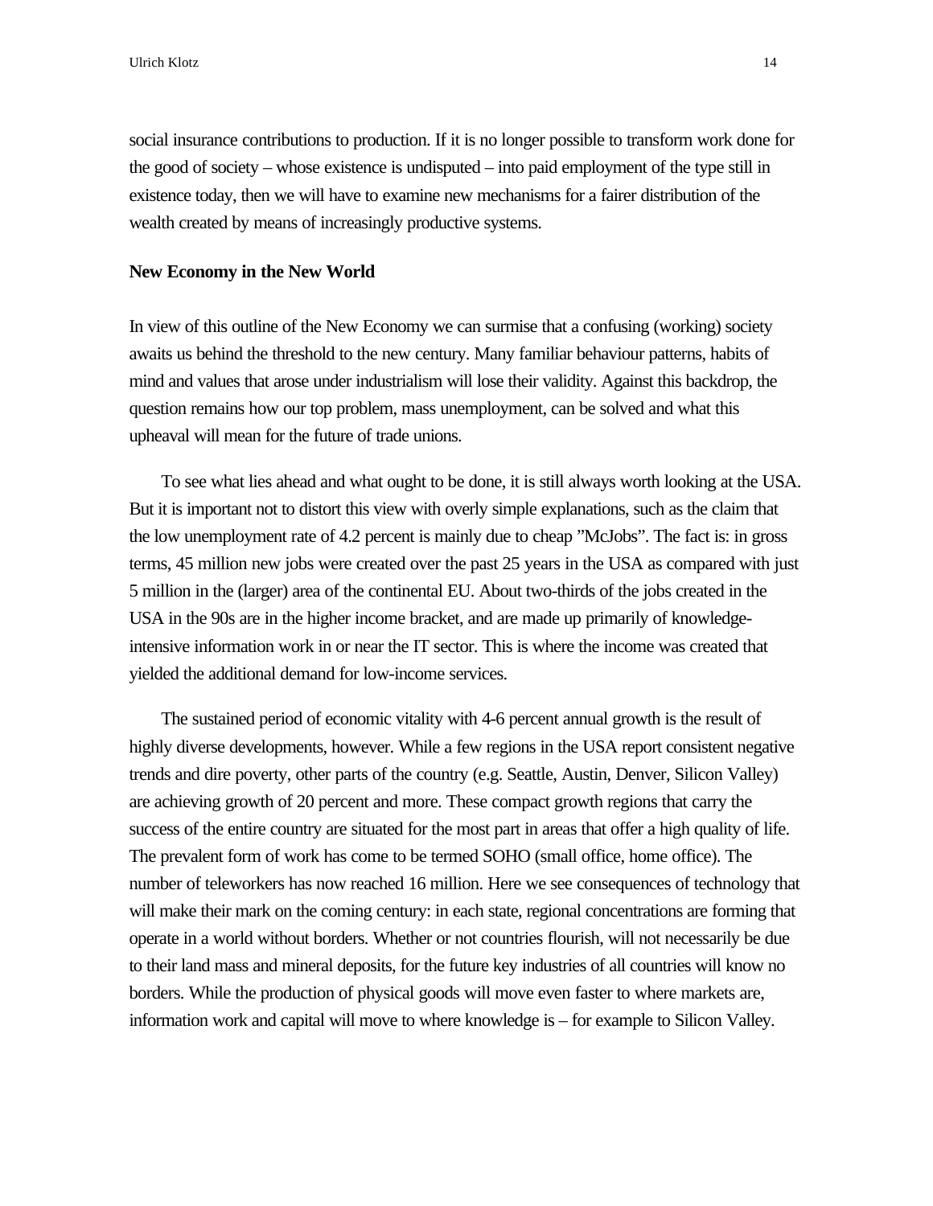social insurance contributions to production. If it is no longer possible to transform work done for the good of society – whose existence is undisputed – into paid employment of the type still in existence today, then we will have to examine new mechanisms for a fairer distribution of the wealth created by means of increasingly productive systems.

**New Economy in the New World**

In view of this outline of the New Economy we can surmise that a confusing (working) society awaits us behind the threshold to the new century. Many familiar behaviour patterns, habits of mind and values that arose under industrialism will lose their validity. Against this backdrop, the question remains how our top problem, mass unemployment, can be solved and what this upheaval will mean for the future of trade unions.

To see what lies ahead and what ought to be done, it is still always worth looking at the USA. But it is important not to distort this view with overly simple explanations, such as the claim that the low unemployment rate of 4.2 percent is mainly due to cheap "McJobs". The fact is: in gross terms, 45 million new jobs were created over the past 25 years in the USA as compared with just 5 million in the (larger) area of the continental EU. About two-thirds of the jobs created in the USA in the 90s are in the higher income bracket, and are made up primarily of knowledge-intensive information work in or near the IT sector. This is where the income was created that yielded the additional demand for low-income services.

The sustained period of economic vitality with 4-6 percent annual growth is the result of highly diverse developments, however. While a few regions in the USA report consistent negative trends and dire poverty, other parts of the country (e.g. Seattle, Austin, Denver, Silicon Valley) are achieving growth of 20 percent and more. These compact growth regions that carry the success of the entire country are situated for the most part in areas that offer a high quality of life. The prevalent form of work has come to be termed SOHO (small office, home office). The number of teleworkers has now reached 16 million. Here we see consequences of technology that will make their mark on the coming century: in each state, regional concentrations are forming that operate in a world without borders. Whether or not countries flourish, will not necessarily be due to their land mass and mineral deposits, for the future key industries of all countries will know no borders. While the production of physical goods will move even faster to where markets are, information work and capital will move to where knowledge is – for example to Silicon Valley.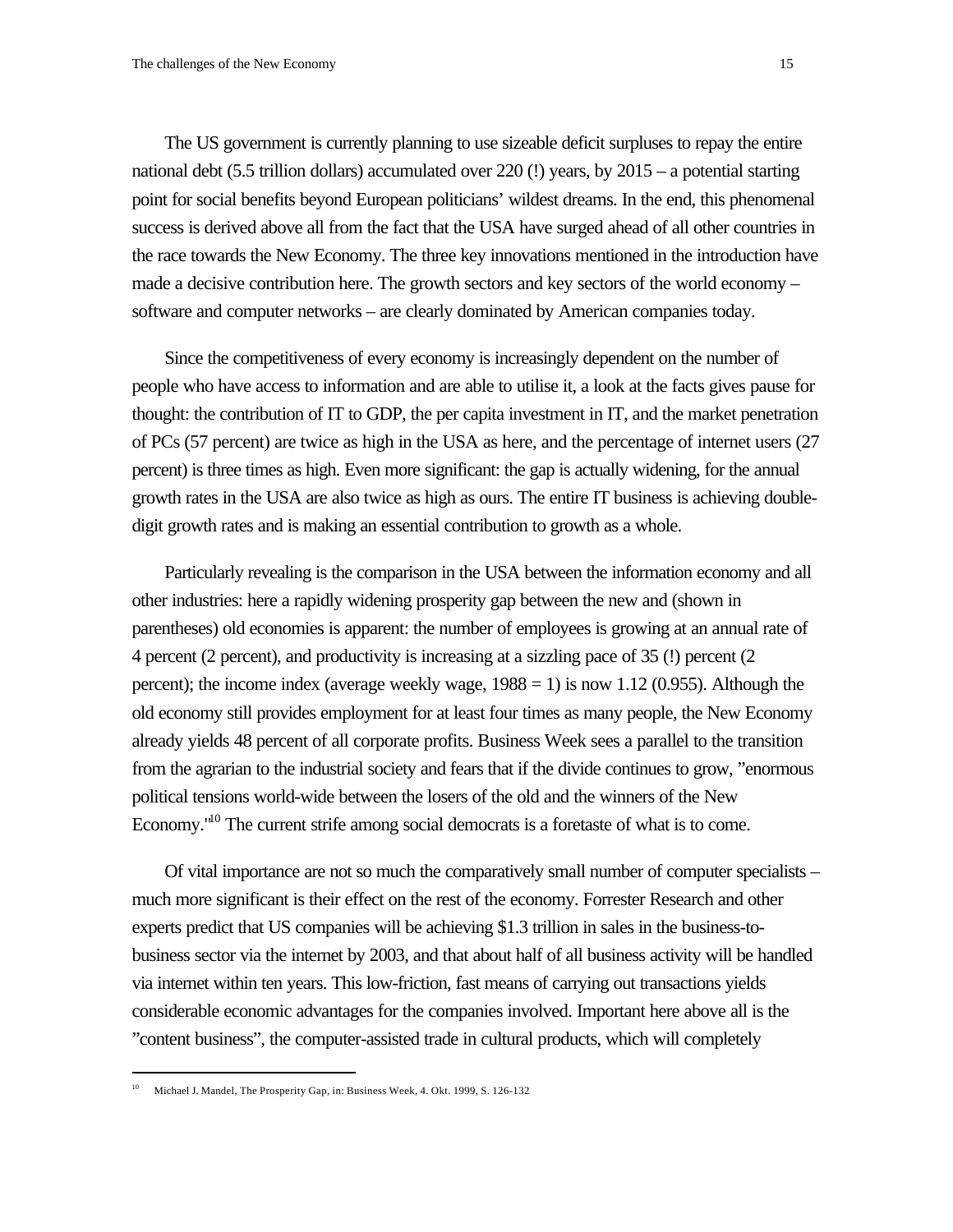The US government is currently planning to use sizeable deficit surpluses to repay the entire national debt (5.5 trillion dollars) accumulated over 220 (!) years, by 2015 – a potential starting point for social benefits beyond European politicians' wildest dreams. In the end, this phenomenal success is derived above all from the fact that the USA have surged ahead of all other countries in the race towards the New Economy. The three key innovations mentioned in the introduction have made a decisive contribution here. The growth sectors and key sectors of the world economy – software and computer networks – are clearly dominated by American companies today.

Since the competitiveness of every economy is increasingly dependent on the number of people who have access to information and are able to utilise it, a look at the facts gives pause for thought: the contribution of IT to GDP, the per capita investment in IT, and the market penetration of PCs (57 percent) are twice as high in the USA as here, and the percentage of internet users (27 percent) is three times as high. Even more significant: the gap is actually widening, for the annual growth rates in the USA are also twice as high as ours. The entire IT business is achieving double-digit growth rates and is making an essential contribution to growth as a whole.

Particularly revealing is the comparison in the USA between the information economy and all other industries: here a rapidly widening prosperity gap between the new and (shown in parentheses) old economies is apparent: the number of employees is growing at an annual rate of 4 percent (2 percent), and productivity is increasing at a sizzling pace of 35 (!) percent (2 percent); the income index (average weekly wage, 1988 = 1) is now 1.12 (0.955). Although the old economy still provides employment for at least four times as many people, the New Economy already yields 48 percent of all corporate profits. Business Week sees a parallel to the transition from the agrarian to the industrial society and fears that if the divide continues to grow, "enormous political tensions world-wide between the losers of the old and the winners of the New Economy."[10] The current strife among social democrats is a foretaste of what is to come.

Of vital importance are not so much the comparatively small number of computer specialists – much more significant is their effect on the rest of the economy. Forrester Research and other experts predict that US companies will be achieving $1.3 trillion in sales in the business-to-business sector via the internet by 2003, and that about half of all business activity will be handled via internet within ten years. This low-friction, fast means of carrying out transactions yields considerable economic advantages for the companies involved. Important here above all is the "content business", the computer-assisted trade in cultural products, which will completely

[10] Michael J. Mandel, The Prosperity Gap, in: Business Week, 4. Okt. 1999, S. 126-132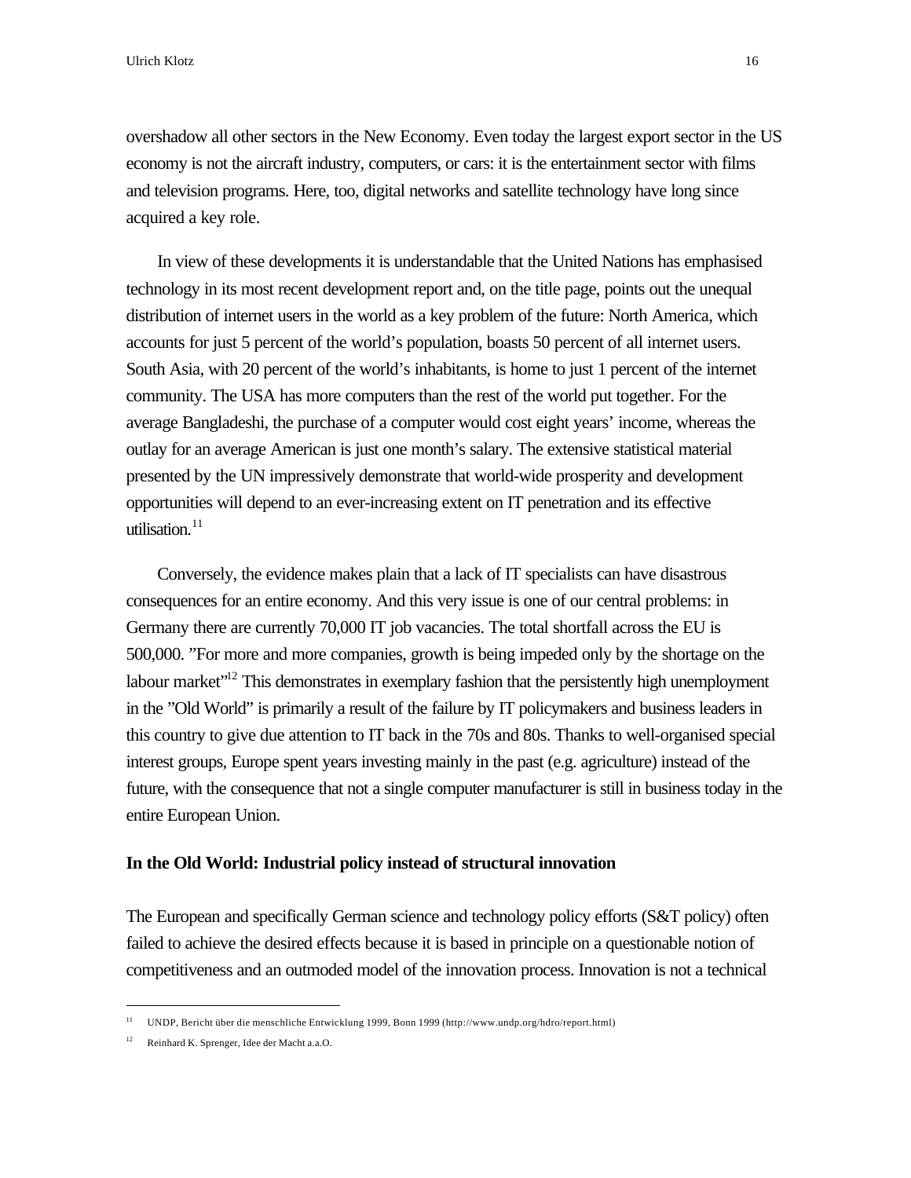overshadow all other sectors in the New Economy. Even today the largest export sector in the US economy is not the aircraft industry, computers, or cars: it is the entertainment sector with films and television programs. Here, too, digital networks and satellite technology have long since acquired a key role.

In view of these developments it is understandable that the United Nations has emphasised technology in its most recent development report and, on the title page, points out the unequal distribution of internet users in the world as a key problem of the future: North America, which accounts for just 5 percent of the world's population, boasts 50 percent of all internet users. South Asia, with 20 percent of the world's inhabitants, is home to just 1 percent of the internet community. The USA has more computers than the rest of the world put together. For the average Bangladeshi, the purchase of a computer would cost eight years' income, whereas the outlay for an average American is just one month's salary. The extensive statistical material presented by the UN impressively demonstrate that world-wide prosperity and development opportunities will depend to an ever-increasing extent on IT penetration and its effective utilisation.[11]

Conversely, the evidence makes plain that a lack of IT specialists can have disastrous consequences for an entire economy. And this very issue is one of our central problems: in Germany there are currently 70,000 IT job vacancies. The total shortfall across the EU is 500,000. "For more and more companies, growth is being impeded only by the shortage on the labour market"[12] This demonstrates in exemplary fashion that the persistently high unemployment in the "Old World" is primarily a result of the failure by IT policymakers and business leaders in this country to give due attention to IT back in the 70s and 80s. Thanks to well-organised special interest groups, Europe spent years investing mainly in the past (e.g. agriculture) instead of the future, with the consequence that not a single computer manufacturer is still in business today in the entire European Union.

**In the Old World: Industrial policy instead of structural innovation**

The European and specifically German science and technology policy efforts (S&T policy) often failed to achieve the desired effects because it is based in principle on a questionable notion of competitiveness and an outmoded model of the innovation process. Innovation is not a technical

---

[11] UNDP, Bericht über die menschliche Entwicklung 1999, Bonn 1999 (http://www.undp.org/hdro/report.html)

[12] Reinhard K. Sprenger, Idee der Macht a.a.O.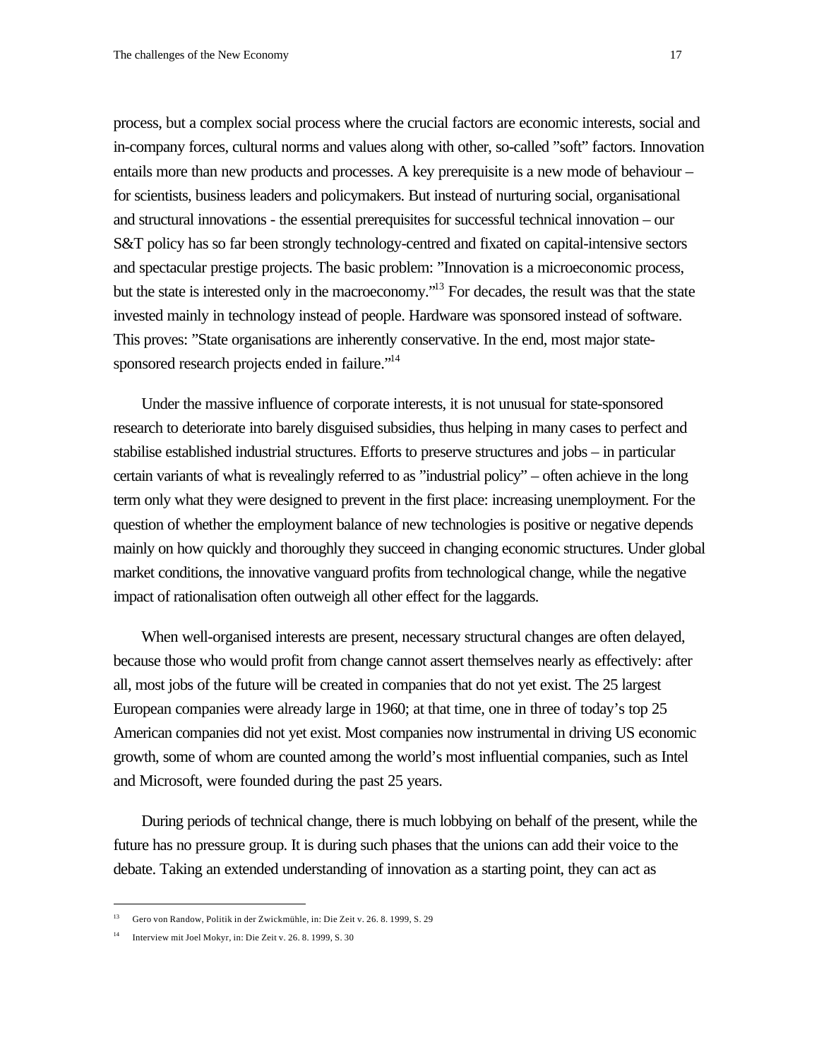process, but a complex social process where the crucial factors are economic interests, social and in-company forces, cultural norms and values along with other, so-called ”soft” factors. Innovation entails more than new products and processes. A key prerequisite is a new mode of behaviour – for scientists, business leaders and policymakers. But instead of nurturing social, organisational and structural innovations - the essential prerequisites for successful technical innovation – our S&T policy has so far been strongly technology-centred and fixated on capital-intensive sectors and spectacular prestige projects. The basic problem: ”Innovation is a microeconomic process, but the state is interested only in the macroeconomy.”[13] For decades, the result was that the state invested mainly in technology instead of people. Hardware was sponsored instead of software. This proves: ”State organisations are inherently conservative. In the end, most major state-sponsored research projects ended in failure.”[14]

Under the massive influence of corporate interests, it is not unusual for state-sponsored research to deteriorate into barely disguised subsidies, thus helping in many cases to perfect and stabilise established industrial structures. Efforts to preserve structures and jobs – in particular certain variants of what is revealingly referred to as ”industrial policy” – often achieve in the long term only what they were designed to prevent in the first place: increasing unemployment. For the question of whether the employment balance of new technologies is positive or negative depends mainly on how quickly and thoroughly they succeed in changing economic structures. Under global market conditions, the innovative vanguard profits from technological change, while the negative impact of rationalisation often outweigh all other effect for the laggards.

When well-organised interests are present, necessary structural changes are often delayed, because those who would profit from change cannot assert themselves nearly as effectively: after all, most jobs of the future will be created in companies that do not yet exist. The 25 largest European companies were already large in 1960; at that time, one in three of today’s top 25 American companies did not yet exist. Most companies now instrumental in driving US economic growth, some of whom are counted among the world’s most influential companies, such as Intel and Microsoft, were founded during the past 25 years.

During periods of technical change, there is much lobbying on behalf of the present, while the future has no pressure group. It is during such phases that the unions can add their voice to the debate. Taking an extended understanding of innovation as a starting point, they can act as

---

[13] Gero von Randow, Politik in der Zwickmühle, in: Die Zeit v. 26. 8. 1999, S. 29

[14] Interview mit Joel Mokyr, in: Die Zeit v. 26. 8. 1999, S. 30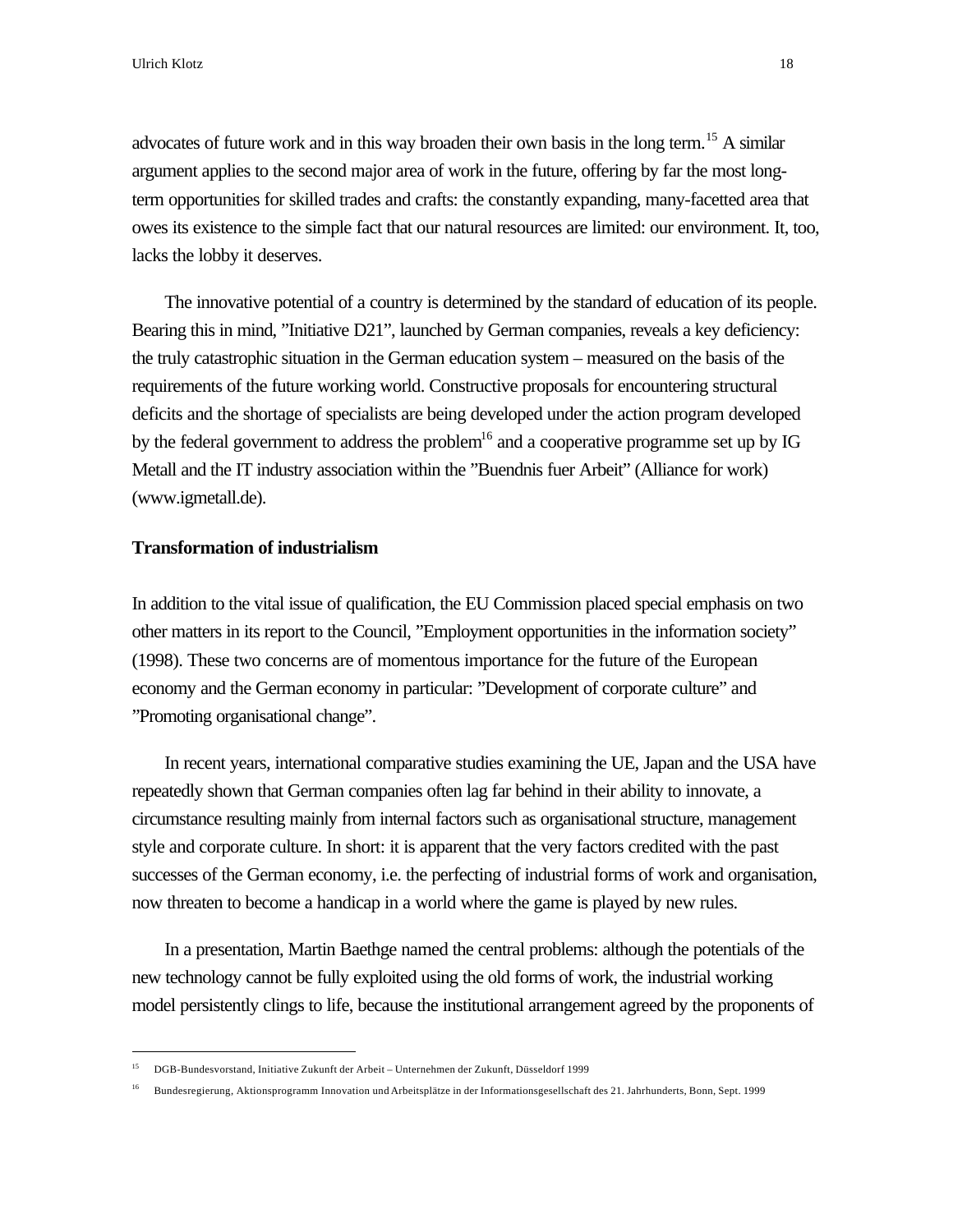advocates of future work and in this way broaden their own basis in the long term.[15] A similar argument applies to the second major area of work in the future, offering by far the most long-term opportunities for skilled trades and crafts: the constantly expanding, many-facetted area that owes its existence to the simple fact that our natural resources are limited: our environment. It, too, lacks the lobby it deserves.

The innovative potential of a country is determined by the standard of education of its people. Bearing this in mind, "Initiative D21", launched by German companies, reveals a key deficiency: the truly catastrophic situation in the German education system – measured on the basis of the requirements of the future working world. Constructive proposals for encountering structural deficits and the shortage of specialists are being developed under the action program developed by the federal government to address the problem[16] and a cooperative programme set up by IG Metall and the IT industry association within the "Buendnis fuer Arbeit" (Alliance for work) (www.igmetall.de).

**Transformation of industrialism**

In addition to the vital issue of qualification, the EU Commission placed special emphasis on two other matters in its report to the Council, "Employment opportunities in the information society" (1998). These two concerns are of momentous importance for the future of the European economy and the German economy in particular: "Development of corporate culture" and "Promoting organisational change".

In recent years, international comparative studies examining the UE, Japan and the USA have repeatedly shown that German companies often lag far behind in their ability to innovate, a circumstance resulting mainly from internal factors such as organisational structure, management style and corporate culture. In short: it is apparent that the very factors credited with the past successes of the German economy, i.e. the perfecting of industrial forms of work and organisation, now threaten to become a handicap in a world where the game is played by new rules.

In a presentation, Martin Baethge named the central problems: although the potentials of the new technology cannot be fully exploited using the old forms of work, the industrial working model persistently clings to life, because the institutional arrangement agreed by the proponents of

---

[15] DGB-Bundesvorstand, Initiative Zukunft der Arbeit – Unternehmen der Zukunft, Düsseldorf 1999

[16] Bundesregierung, Aktionsprogramm Innovation und Arbeitsplätze in der Informationsgesellschaft des 21. Jahrhunderts, Bonn, Sept. 1999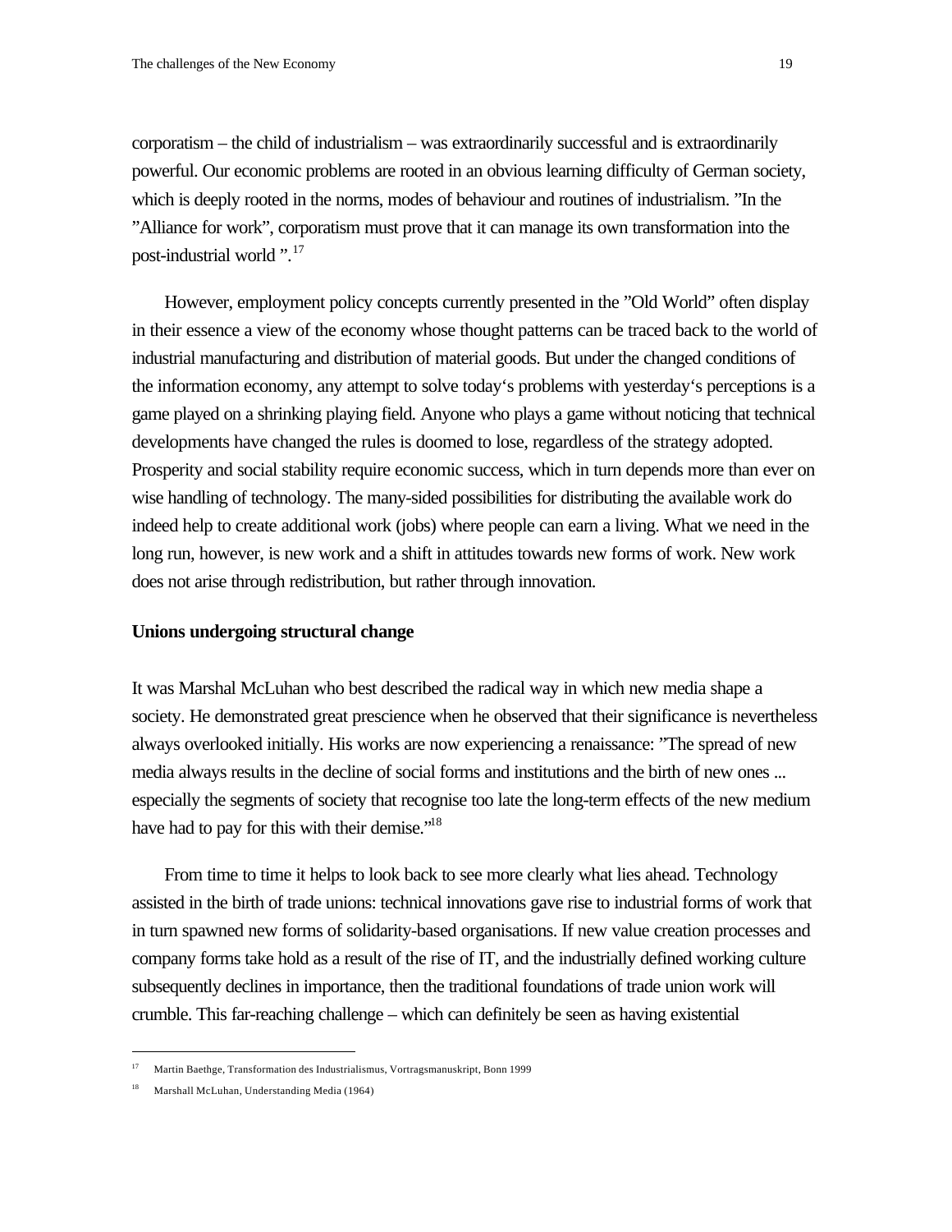corporatism – the child of industrialism – was extraordinarily successful and is extraordinarily powerful. Our economic problems are rooted in an obvious learning difficulty of German society, which is deeply rooted in the norms, modes of behaviour and routines of industrialism. "In the "Alliance for work", corporatism must prove that it can manage its own transformation into the post-industrial world ".[17]

However, employment policy concepts currently presented in the "Old World" often display in their essence a view of the economy whose thought patterns can be traced back to the world of industrial manufacturing and distribution of material goods. But under the changed conditions of the information economy, any attempt to solve today's problems with yesterday's perceptions is a game played on a shrinking playing field. Anyone who plays a game without noticing that technical developments have changed the rules is doomed to lose, regardless of the strategy adopted. Prosperity and social stability require economic success, which in turn depends more than ever on wise handling of technology. The many-sided possibilities for distributing the available work do indeed help to create additional work (jobs) where people can earn a living. What we need in the long run, however, is new work and a shift in attitudes towards new forms of work. New work does not arise through redistribution, but rather through innovation.

**Unions undergoing structural change**

It was Marshal McLuhan who best described the radical way in which new media shape a society. He demonstrated great prescience when he observed that their significance is nevertheless always overlooked initially. His works are now experiencing a renaissance: "The spread of new media always results in the decline of social forms and institutions and the birth of new ones ... especially the segments of society that recognise too late the long-term effects of the new medium have had to pay for this with their demise."[18]

From time to time it helps to look back to see more clearly what lies ahead. Technology assisted in the birth of trade unions: technical innovations gave rise to industrial forms of work that in turn spawned new forms of solidarity-based organisations. If new value creation processes and company forms take hold as a result of the rise of IT, and the industrially defined working culture subsequently declines in importance, then the traditional foundations of trade union work will crumble. This far-reaching challenge – which can definitely be seen as having existential

---

[17] Martin Baethge, Transformation des Industrialismus, Vortragsmanuskript, Bonn 1999

[18] Marshall McLuhan, Understanding Media (1964)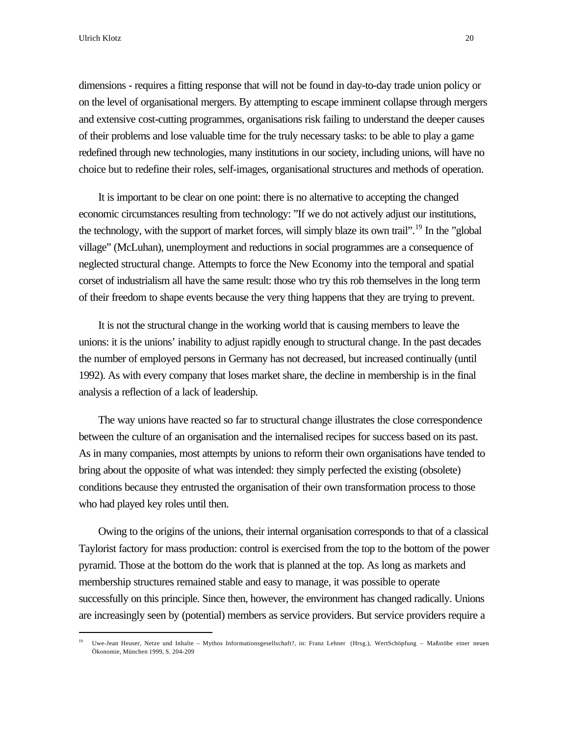dimensions - requires a fitting response that will not be found in day-to-day trade union policy or on the level of organisational mergers. By attempting to escape imminent collapse through mergers and extensive cost-cutting programmes, organisations risk failing to understand the deeper causes of their problems and lose valuable time for the truly necessary tasks: to be able to play a game redefined through new technologies, many institutions in our society, including unions, will have no choice but to redefine their roles, self-images, organisational structures and methods of operation.

It is important to be clear on one point: there is no alternative to accepting the changed economic circumstances resulting from technology: "If we do not actively adjust our institutions, the technology, with the support of market forces, will simply blaze its own trail".[19] In the "global village" (McLuhan), unemployment and reductions in social programmes are a consequence of neglected structural change. Attempts to force the New Economy into the temporal and spatial corset of industrialism all have the same result: those who try this rob themselves in the long term of their freedom to shape events because the very thing happens that they are trying to prevent.

It is not the structural change in the working world that is causing members to leave the unions: it is the unions' inability to adjust rapidly enough to structural change. In the past decades the number of employed persons in Germany has not decreased, but increased continually (until 1992). As with every company that loses market share, the decline in membership is in the final analysis a reflection of a lack of leadership.

The way unions have reacted so far to structural change illustrates the close correspondence between the culture of an organisation and the internalised recipes for success based on its past. As in many companies, most attempts by unions to reform their own organisations have tended to bring about the opposite of what was intended: they simply perfected the existing (obsolete) conditions because they entrusted the organisation of their own transformation process to those who had played key roles until then.

Owing to the origins of the unions, their internal organisation corresponds to that of a classical Taylorist factory for mass production: control is exercised from the top to the bottom of the power pyramid. Those at the bottom do the work that is planned at the top. As long as markets and membership structures remained stable and easy to manage, it was possible to operate successfully on this principle. Since then, however, the environment has changed radically. Unions are increasingly seen by (potential) members as service providers. But service providers require a

---

[19] Uwe-Jean Heuser, Netze und Inhalte – Mythos Informationsgesellschaft?, in: Franz Lehner (Hrsg.), WertSchöpfung – Maßstöbe einer neuen Ökonomie, München 1999, S. 204-209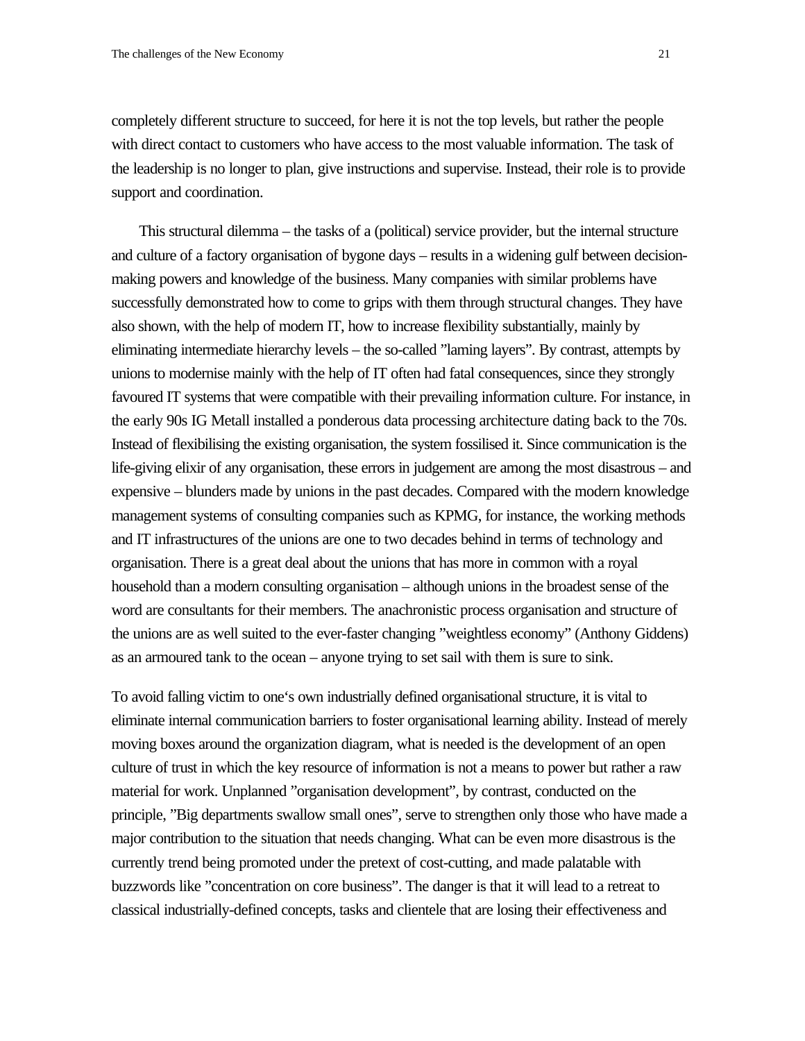completely different structure to succeed, for here it is not the top levels, but rather the people with direct contact to customers who have access to the most valuable information. The task of the leadership is no longer to plan, give instructions and supervise. Instead, their role is to provide support and coordination.

This structural dilemma – the tasks of a (political) service provider, but the internal structure and culture of a factory organisation of bygone days – results in a widening gulf between decision-making powers and knowledge of the business. Many companies with similar problems have successfully demonstrated how to come to grips with them through structural changes. They have also shown, with the help of modern IT, how to increase flexibility substantially, mainly by eliminating intermediate hierarchy levels – the so-called "laming layers". By contrast, attempts by unions to modernise mainly with the help of IT often had fatal consequences, since they strongly favoured IT systems that were compatible with their prevailing information culture. For instance, in the early 90s IG Metall installed a ponderous data processing architecture dating back to the 70s. Instead of flexibilising the existing organisation, the system fossilised it. Since communication is the life-giving elixir of any organisation, these errors in judgement are among the most disastrous – and expensive – blunders made by unions in the past decades. Compared with the modern knowledge management systems of consulting companies such as KPMG, for instance, the working methods and IT infrastructures of the unions are one to two decades behind in terms of technology and organisation. There is a great deal about the unions that has more in common with a royal household than a modern consulting organisation – although unions in the broadest sense of the word are consultants for their members. The anachronistic process organisation and structure of the unions are as well suited to the ever-faster changing "weightless economy" (Anthony Giddens) as an armoured tank to the ocean – anyone trying to set sail with them is sure to sink.

To avoid falling victim to one's own industrially defined organisational structure, it is vital to eliminate internal communication barriers to foster organisational learning ability. Instead of merely moving boxes around the organization diagram, what is needed is the development of an open culture of trust in which the key resource of information is not a means to power but rather a raw material for work. Unplanned "organisation development", by contrast, conducted on the principle, "Big departments swallow small ones", serve to strengthen only those who have made a major contribution to the situation that needs changing. What can be even more disastrous is the currently trend being promoted under the pretext of cost-cutting, and made palatable with buzzwords like "concentration on core business". The danger is that it will lead to a retreat to classical industrially-defined concepts, tasks and clientele that are losing their effectiveness and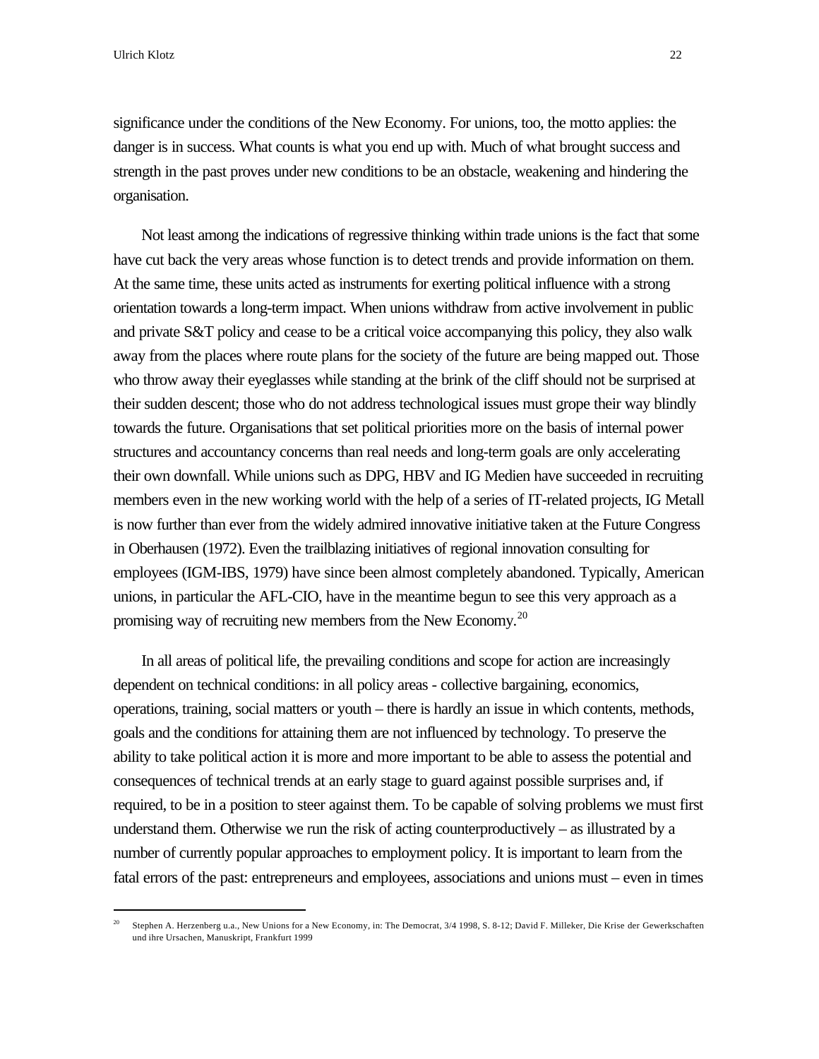significance under the conditions of the New Economy. For unions, too, the motto applies: the danger is in success. What counts is what you end up with. Much of what brought success and strength in the past proves under new conditions to be an obstacle, weakening and hindering the organisation.

Not least among the indications of regressive thinking within trade unions is the fact that some have cut back the very areas whose function is to detect trends and provide information on them. At the same time, these units acted as instruments for exerting political influence with a strong orientation towards a long-term impact. When unions withdraw from active involvement in public and private S&T policy and cease to be a critical voice accompanying this policy, they also walk away from the places where route plans for the society of the future are being mapped out. Those who throw away their eyeglasses while standing at the brink of the cliff should not be surprised at their sudden descent; those who do not address technological issues must grope their way blindly towards the future. Organisations that set political priorities more on the basis of internal power structures and accountancy concerns than real needs and long-term goals are only accelerating their own downfall. While unions such as DPG, HBV and IG Medien have succeeded in recruiting members even in the new working world with the help of a series of IT-related projects, IG Metall is now further than ever from the widely admired innovative initiative taken at the Future Congress in Oberhausen (1972). Even the trailblazing initiatives of regional innovation consulting for employees (IGM-IBS, 1979) have since been almost completely abandoned. Typically, American unions, in particular the AFL-CIO, have in the meantime begun to see this very approach as a promising way of recruiting new members from the New Economy.[20]

In all areas of political life, the prevailing conditions and scope for action are increasingly dependent on technical conditions: in all policy areas - collective bargaining, economics, operations, training, social matters or youth – there is hardly an issue in which contents, methods, goals and the conditions for attaining them are not influenced by technology. To preserve the ability to take political action it is more and more important to be able to assess the potential and consequences of technical trends at an early stage to guard against possible surprises and, if required, to be in a position to steer against them. To be capable of solving problems we must first understand them. Otherwise we run the risk of acting counterproductively – as illustrated by a number of currently popular approaches to employment policy. It is important to learn from the fatal errors of the past: entrepreneurs and employees, associations and unions must – even in times

---

[20] Stephen A. Herzenberg u.a., New Unions for a New Economy, in: The Democrat, 3/4 1998, S. 8-12; David F. Milleker, Die Krise der Gewerkschaften und ihre Ursachen, Manuskript, Frankfurt 1999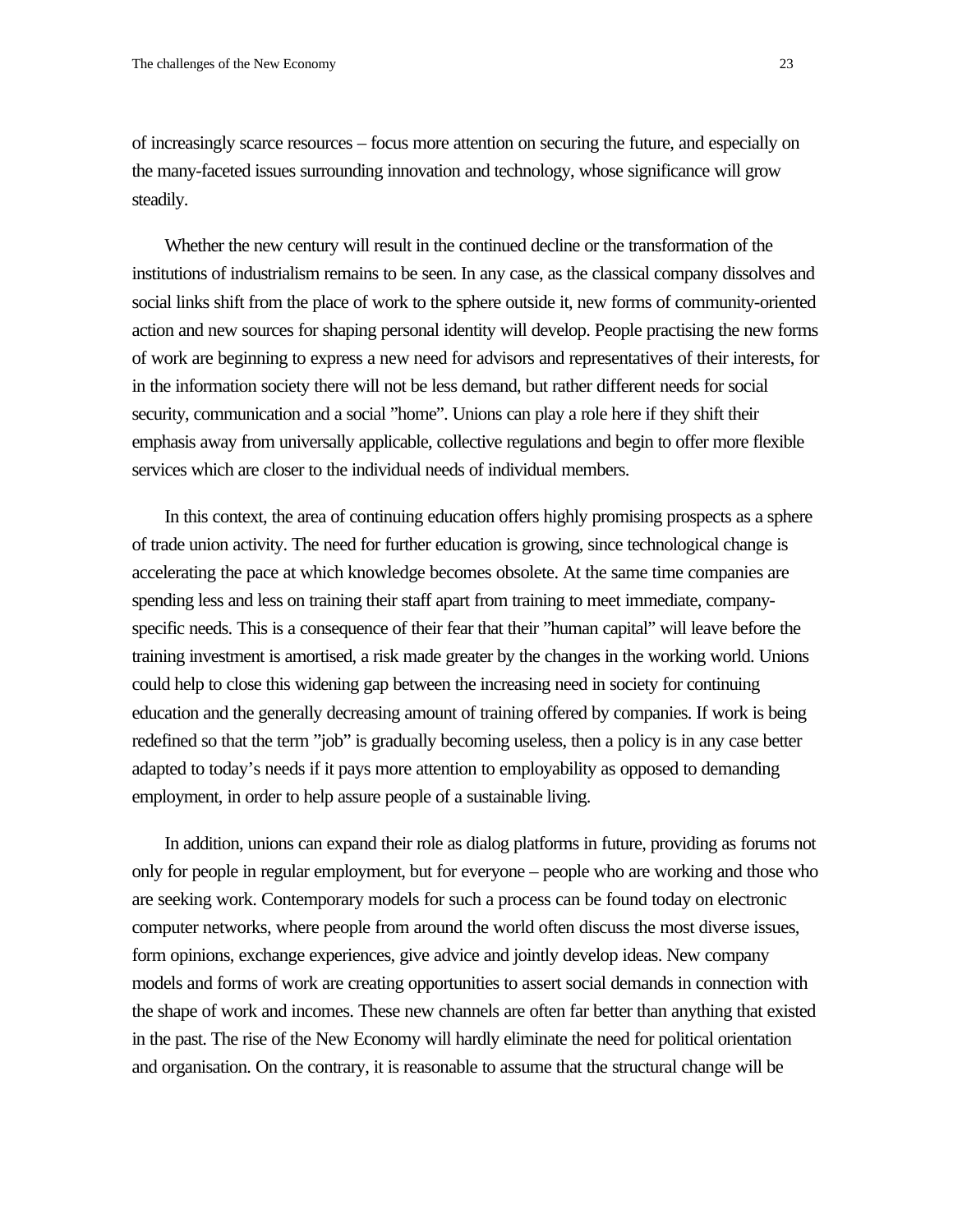of increasingly scarce resources – focus more attention on securing the future, and especially on the many-faceted issues surrounding innovation and technology, whose significance will grow steadily.

Whether the new century will result in the continued decline or the transformation of the institutions of industrialism remains to be seen. In any case, as the classical company dissolves and social links shift from the place of work to the sphere outside it, new forms of community-oriented action and new sources for shaping personal identity will develop. People practising the new forms of work are beginning to express a new need for advisors and representatives of their interests, for in the information society there will not be less demand, but rather different needs for social security, communication and a social "home". Unions can play a role here if they shift their emphasis away from universally applicable, collective regulations and begin to offer more flexible services which are closer to the individual needs of individual members.

In this context, the area of continuing education offers highly promising prospects as a sphere of trade union activity. The need for further education is growing, since technological change is accelerating the pace at which knowledge becomes obsolete. At the same time companies are spending less and less on training their staff apart from training to meet immediate, company-specific needs. This is a consequence of their fear that their "human capital" will leave before the training investment is amortised, a risk made greater by the changes in the working world. Unions could help to close this widening gap between the increasing need in society for continuing education and the generally decreasing amount of training offered by companies. If work is being redefined so that the term "job" is gradually becoming useless, then a policy is in any case better adapted to today's needs if it pays more attention to employability as opposed to demanding employment, in order to help assure people of a sustainable living.

In addition, unions can expand their role as dialog platforms in future, providing as forums not only for people in regular employment, but for everyone – people who are working and those who are seeking work. Contemporary models for such a process can be found today on electronic computer networks, where people from around the world often discuss the most diverse issues, form opinions, exchange experiences, give advice and jointly develop ideas. New company models and forms of work are creating opportunities to assert social demands in connection with the shape of work and incomes. These new channels are often far better than anything that existed in the past. The rise of the New Economy will hardly eliminate the need for political orientation and organisation. On the contrary, it is reasonable to assume that the structural change will be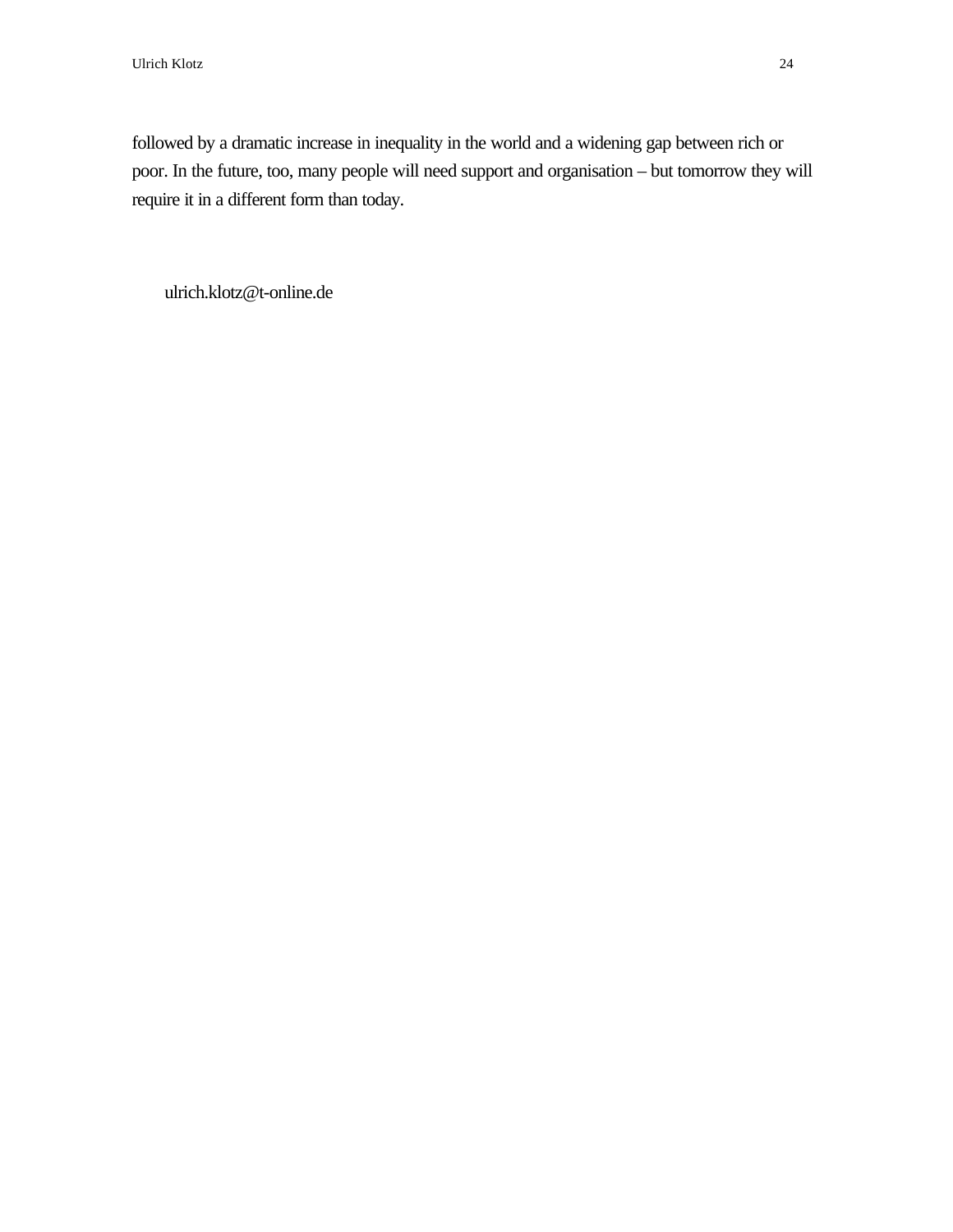followed by a dramatic increase in inequality in the world and a widening gap between rich or poor. In the future, too, many people will need support and organisation – but tomorrow they will require it in a different form than today.

ulrich.klotz@t-online.de